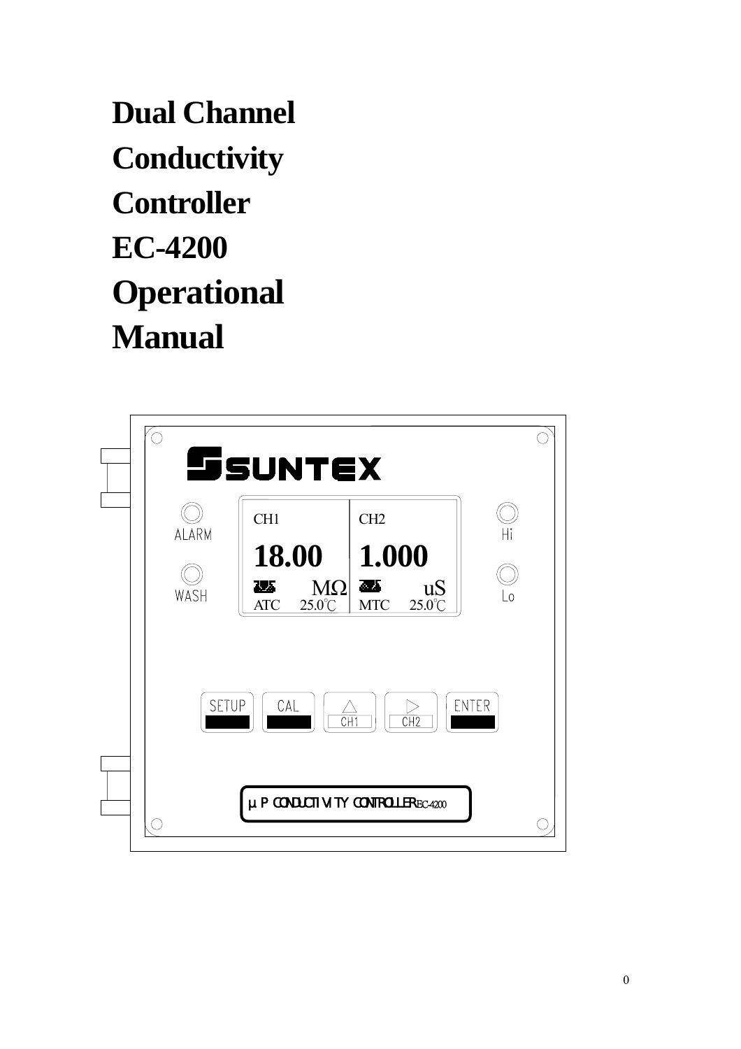# Dual Channel Conductivity Controller EC-4200 Operational Manual

SUNTEX

ALARM

WASH

CH1

18.00

MΩ

ATC 25.0℃

CH2

1.000

uS

MTC 25.0℃

Hi

Lo

SETUP CAL △ CH1 ▷ CH2 ENTER

μP CONDUCTIVITY CONTROLLER EC-4200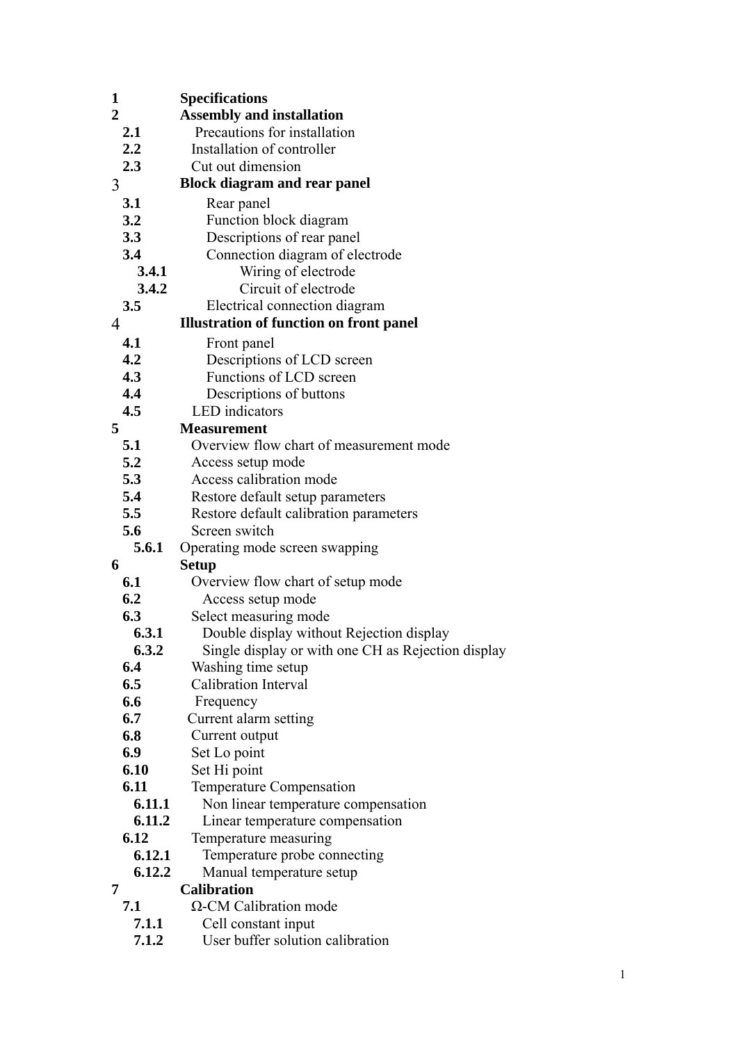**1** **Specifications**
**2** **Assembly and installation**
  **2.1** Precautions for installation
  **2.2** Installation of controller
  **2.3** Cut out dimension
3 **Block diagram and rear panel**
  **3.1** Rear panel
  **3.2** Function block diagram
  **3.3** Descriptions of rear panel
  **3.4** Connection diagram of electrode
    **3.4.1** Wiring of electrode
    **3.4.2** Circuit of electrode
  **3.5** Electrical connection diagram
4 **Illustration of function on front panel**
  **4.1** Front panel
  **4.2** Descriptions of LCD screen
  **4.3** Functions of LCD screen
  **4.4** Descriptions of buttons
  **4.5** LED indicators
**5** **Measurement**
  **5.1** Overview flow chart of measurement mode
  **5.2** Access setup mode
  **5.3** Access calibration mode
  **5.4** Restore default setup parameters
  **5.5** Restore default calibration parameters
  **5.6** Screen switch
    **5.6.1** Operating mode screen swapping
**6** **Setup**
  **6.1** Overview flow chart of setup mode
  **6.2** Access setup mode
  **6.3** Select measuring mode
    **6.3.1** Double display without Rejection display
    **6.3.2** Single display or with one CH as Rejection display
  **6.4** Washing time setup
  **6.5** Calibration Interval
  **6.6** Frequency
  **6.7** Current alarm setting
  **6.8** Current output
  **6.9** Set Lo point
  **6.10** Set Hi point
  **6.11** Temperature Compensation
    **6.11.1** Non linear temperature compensation
    **6.11.2** Linear temperature compensation
  **6.12** Temperature measuring
    **6.12.1** Temperature probe connecting
    **6.12.2** Manual temperature setup
**7** **Calibration**
  **7.1** Ω-CM Calibration mode
    **7.1.1** Cell constant input
    **7.1.2** User buffer solution calibration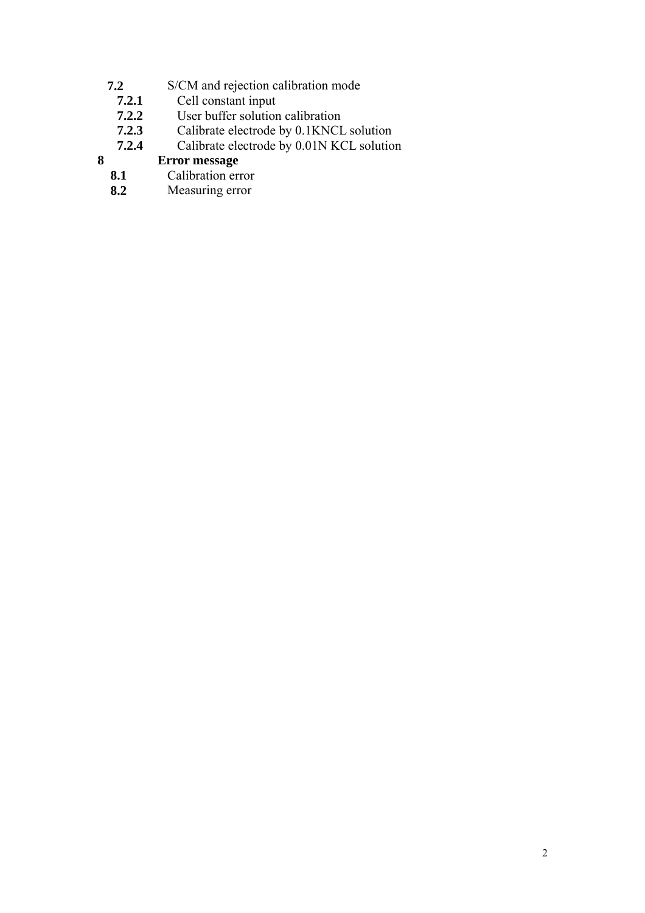**7.2** S/CM and rejection calibration mode

**7.2.1** Cell constant input

**7.2.2** User buffer solution calibration

**7.2.3** Calibrate electrode by 0.1KNCL solution

**7.2.4** Calibrate electrode by 0.01N KCL solution

**8 Error message**

**8.1** Calibration error

**8.2** Measuring error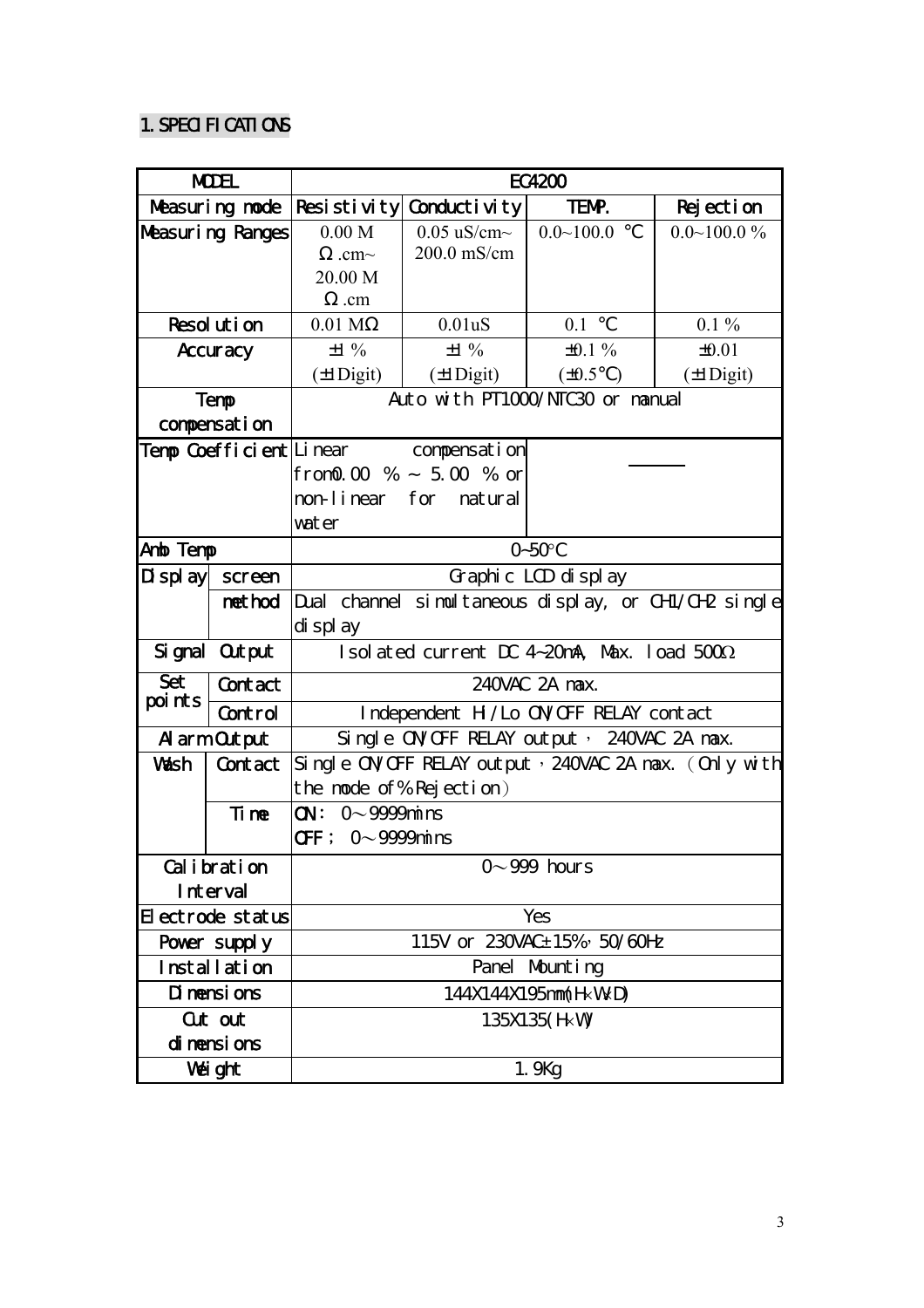## 1. SPECIFICATIONS

| MODEL | | EC4200 | | | |
|---|---|---|---|---|---|
| Measuring mode | | Resistivity | Conductivity | TEMP. | Rejection |
| Measuring Ranges | | 0.00 MΩ.cm~ 20.00 MΩ.cm | 0.05 uS/cm~ 200.0 mS/cm | 0.0~100.0 ℃ | 0.0~100.0 % |
| Resolution | | 0.01 MΩ | 0.01uS | 0.1 ℃ | 0.1 % |
| Accuracy | | ±1 % (±1Digit) | ±1 % (±1Digit) | ±0.1 % (±0.5℃) | ±0.01 (±1Digit) |
| Temp compensation | | Auto with PT1000/NTC30 or manual | | | |
| Temp Coefficient | | Linear compensation from0.00 % ~ 5.00 % or non-linear for natural water | | —— | |
| Amb Temp | | 0~50°C | | | |
| Display | screen | Graphic LCD display | | | |
| | method | Dual channel simultaneous display, or CH1/CH2 single display | | | |
| Signal Output | | Isolated current DC 4~20mA, Max. load 500Ω | | | |
| Set points | Contact | 240VAC 2A max. | | | |
| | Control | Independent HI/Lo ON/OFF RELAY contact | | | |
| Alarm Output | | Single ON/OFF RELAY output， 240VAC 2A max. | | | |
| Wash | Contact | Single ON/OFF RELAY output，240VAC 2A max. （Only with the mode of % Rejection） | | | |
| | Time | ON: 0～9999mins OFF; 0～9999mins | | | |
| Calibration Interval | | 0～999 hours | | | |
| Electrode status | | Yes | | | |
| Power supply | | 115V or 230VAC±15%，50/60Hz | | | |
| Installation | | Panel Mounting | | | |
| Dimensions | | 144X144X195mm(H×W×D) | | | |
| Cut out dimensions | | 135X135(H×W) | | | |
| Weight | | 1.9Kg | | | |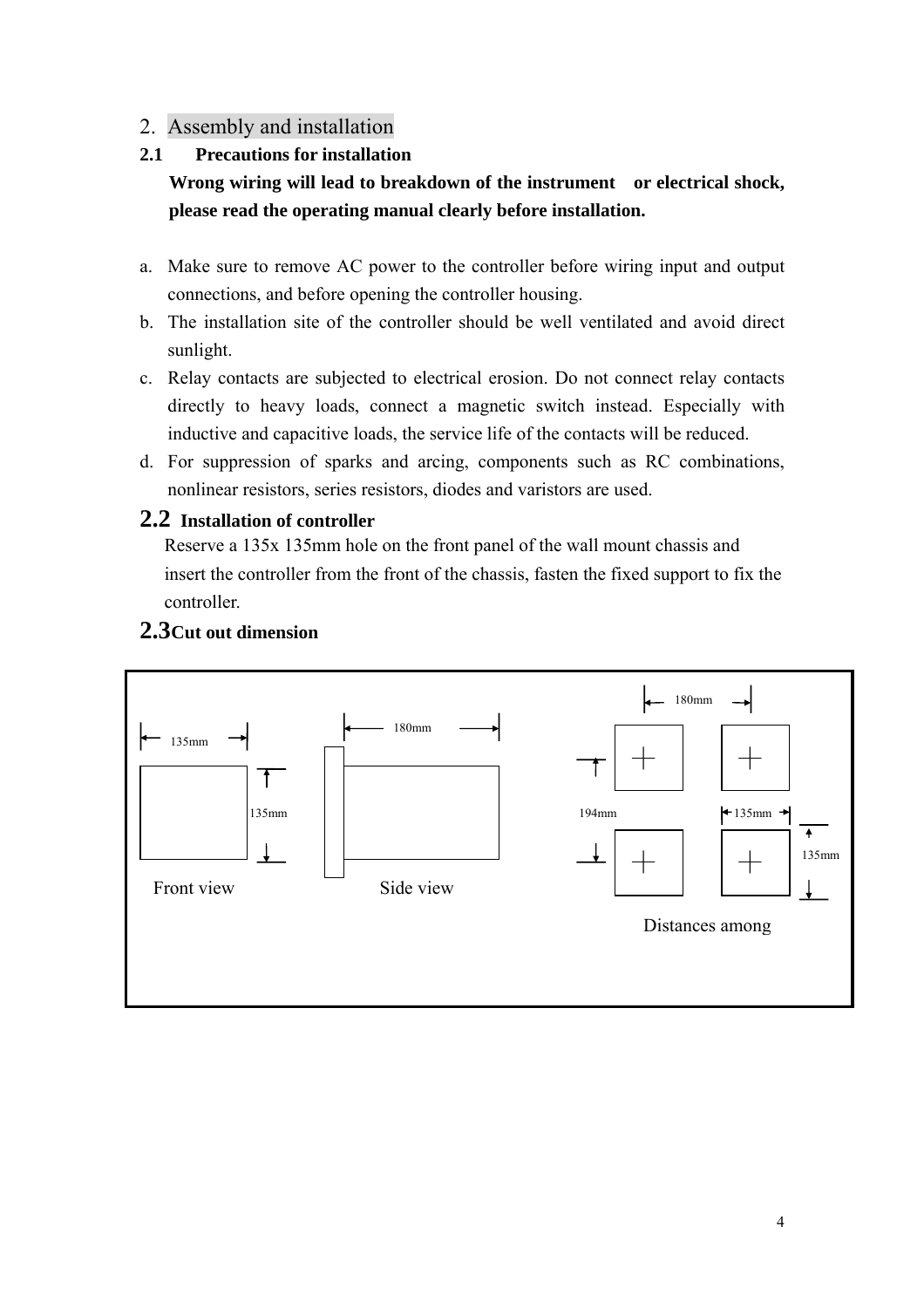## 2. Assembly and installation

### 2.1 Precautions for installation

**Wrong wiring will lead to breakdown of the instrument or electrical shock, please read the operating manual clearly before installation.**

a. Make sure to remove AC power to the controller before wiring input and output connections, and before opening the controller housing.

b. The installation site of the controller should be well ventilated and avoid direct sunlight.

c. Relay contacts are subjected to electrical erosion. Do not connect relay contacts directly to heavy loads, connect a magnetic switch instead. Especially with inductive and capacitive loads, the service life of the contacts will be reduced.

d. For suppression of sparks and arcing, components such as RC combinations, nonlinear resistors, series resistors, diodes and varistors are used.

### 2.2 Installation of controller

Reserve a 135x 135mm hole on the front panel of the wall mount chassis and insert the controller from the front of the chassis, fasten the fixed support to fix the controller.

### 2.3 Cut out dimension

135mm

135mm

Front view

180mm

Side view

180mm

194mm

135mm

135mm

Distances among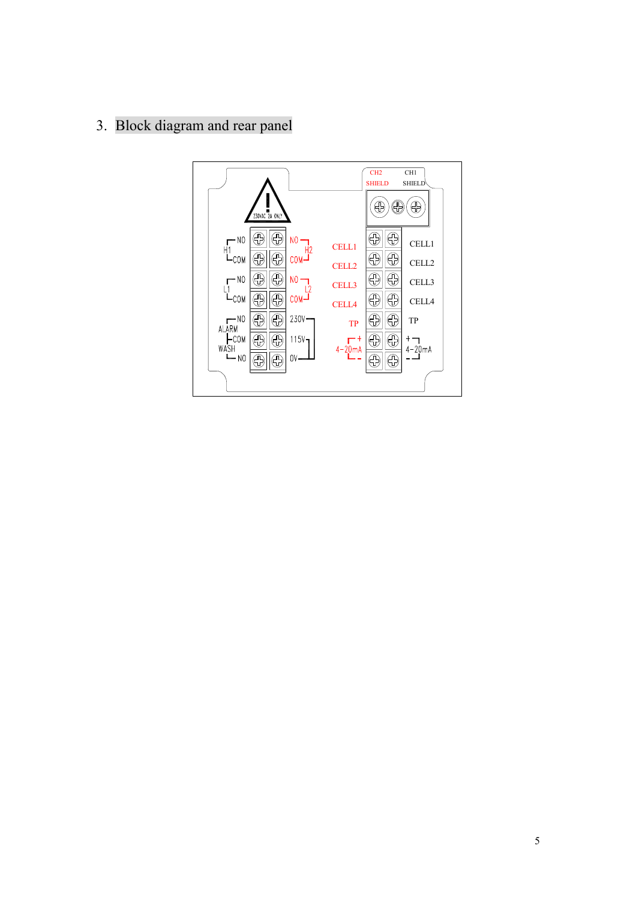3. Block diagram and rear panel

230VAC 2A ONLY

| | | | | | |
|---|---|---|---|---|---|
| H1 NO | H2 NO | CELL1 | | | CELL1 |
| H1 COM | H2 COM | CELL2 | | | CELL2 |
| L1 NO | L2 NO | CELL3 | | | CELL3 |
| L1 COM | L2 COM | CELL4 | | | CELL4 |
| ALARM NO | 230V | TP | | | TP |
| ALARM/WASH COM | 115V | 4-20mA + | | | + 4-20mA |
| WASH NO | 0V | 4-20mA - | | | - 4-20mA |

CH2 SHIELD  CH1 SHIELD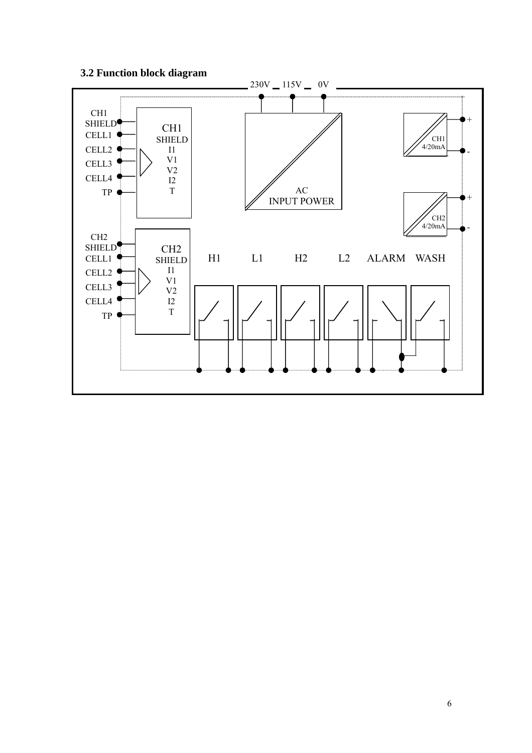### 3.2 Function block diagram

230V 115V 0V

CH1 SHIELD
CELL1
CELL2
CELL3
CELL4
TP

CH1
SHIELD
I1
V1
V2
I2
T

AC
INPUT POWER

CH1
4/20mA

CH2
4/20mA

CH2 SHIELD
CELL1
CELL2
CELL3
CELL4
TP

CH2
SHIELD
I1
V1
V2
I2
T

H1 L1 H2 L2 ALARM WASH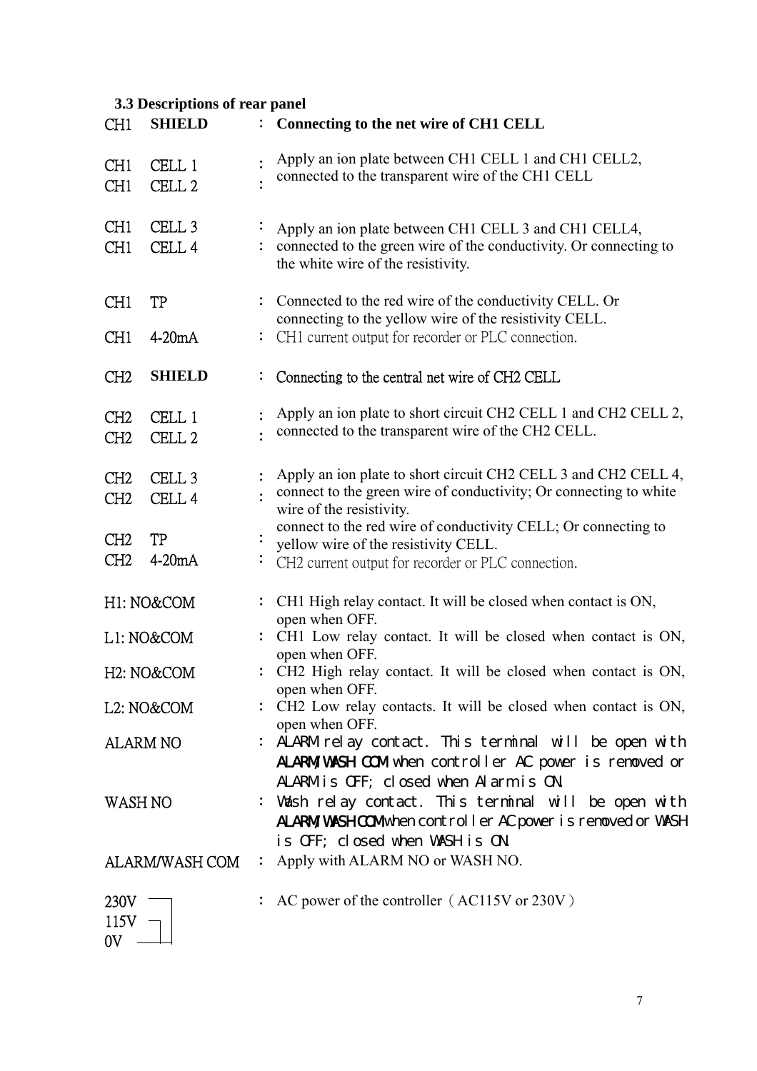### 3.3 Descriptions of rear panel

| Terminal | | Description |
|---|---|---|
| CH1 | **SHIELD** | : **Connecting to the net wire of CH1 CELL** |
| CH1 | CELL 1 | : Apply an ion plate between CH1 CELL 1 and CH1 CELL2, connected to the transparent wire of the CH1 CELL |
| CH1 | CELL 2 | : |
| CH1 | CELL 3 | : Apply an ion plate between CH1 CELL 3 and CH1 CELL4, connected to the green wire of the conductivity. Or connecting to the white wire of the resistivity. |
| CH1 | CELL 4 | : |
| CH1 | TP | : Connected to the red wire of the conductivity CELL. Or connecting to the yellow wire of the resistivity CELL. |
| CH1 | 4-20mA | : CH1 current output for recorder or PLC connection. |
| CH2 | **SHIELD** | : Connecting to the central net wire of CH2 CELL |
| CH2 | CELL 1 | : Apply an ion plate to short circuit CH2 CELL 1 and CH2 CELL 2, connected to the transparent wire of the CH2 CELL. |
| CH2 | CELL 2 | : |
| CH2 | CELL 3 | : Apply an ion plate to short circuit CH2 CELL 3 and CH2 CELL 4, connect to the green wire of conductivity; Or connecting to white wire of the resistivity. |
| CH2 | CELL 4 | : |
| CH2 | TP | : connect to the red wire of conductivity CELL; Or connecting to yellow wire of the resistivity CELL. |
| CH2 | 4-20mA | : CH2 current output for recorder or PLC connection. |
| H1: NO&COM | | : CH1 High relay contact. It will be closed when contact is ON, open when OFF. |
| L1: NO&COM | | : CH1 Low relay contact. It will be closed when contact is ON, open when OFF. |
| H2: NO&COM | | : CH2 High relay contact. It will be closed when contact is ON, open when OFF. |
| L2: NO&COM | | : CH2 Low relay contacts. It will be closed when contact is ON, open when OFF. |
| ALARM NO | | : ALARM relay contact. This terminal will be open with **ALARM/WASH COM** when controller AC power is removed or ALARM is OFF; closed when Alarm is ON. |
| WASH NO | | : Wash relay contact. This terminal will be open with **ALARM/WASH COM** when controller AC power is removed or WASH is OFF; closed when WASH is ON. |
| ALARM/WASH COM | | : Apply with ALARM NO or WASH NO. |
| 230V / 115V / 0V | | : AC power of the controller（AC115V or 230V） |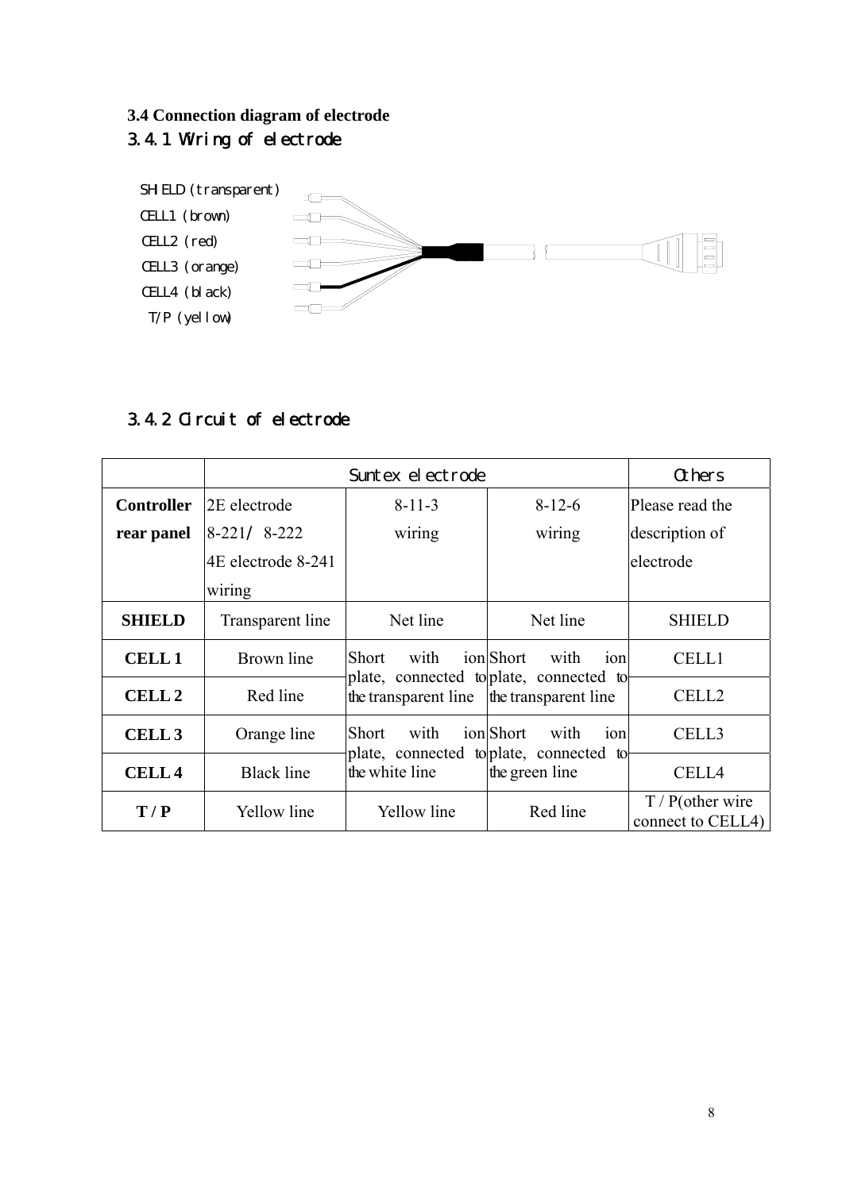### 3.4 Connection diagram of electrode

#### 3.4.1 Wiring of electrode

SHIELD (transparent)
CELL1 (brown)
CELL2 (red)
CELL3 (orange)
CELL4 (black)
T/P (yellow)

#### 3.4.2 Circuit of electrode

| | Suntex electrode | | | Others |
|---|---|---|---|---|
| **Controller rear panel** | 2E electrode 8-221/ 8-222 4E electrode 8-241 wiring | 8-11-3 wiring | 8-12-6 wiring | Please read the description of electrode |
| **SHIELD** | Transparent line | Net line | Net line | SHIELD |
| **CELL 1** | Brown line | Short with ion plate, connected to the transparent line | Short with ion plate, connected to the transparent line | CELL1 |
| **CELL 2** | Red line | | | CELL2 |
| **CELL 3** | Orange line | Short with ion plate, connected to the white line | Short with ion plate, connected to the green line | CELL3 |
| **CELL 4** | Black line | | | CELL4 |
| **T / P** | Yellow line | Yellow line | Red line | T / P(other wire connect to CELL4) |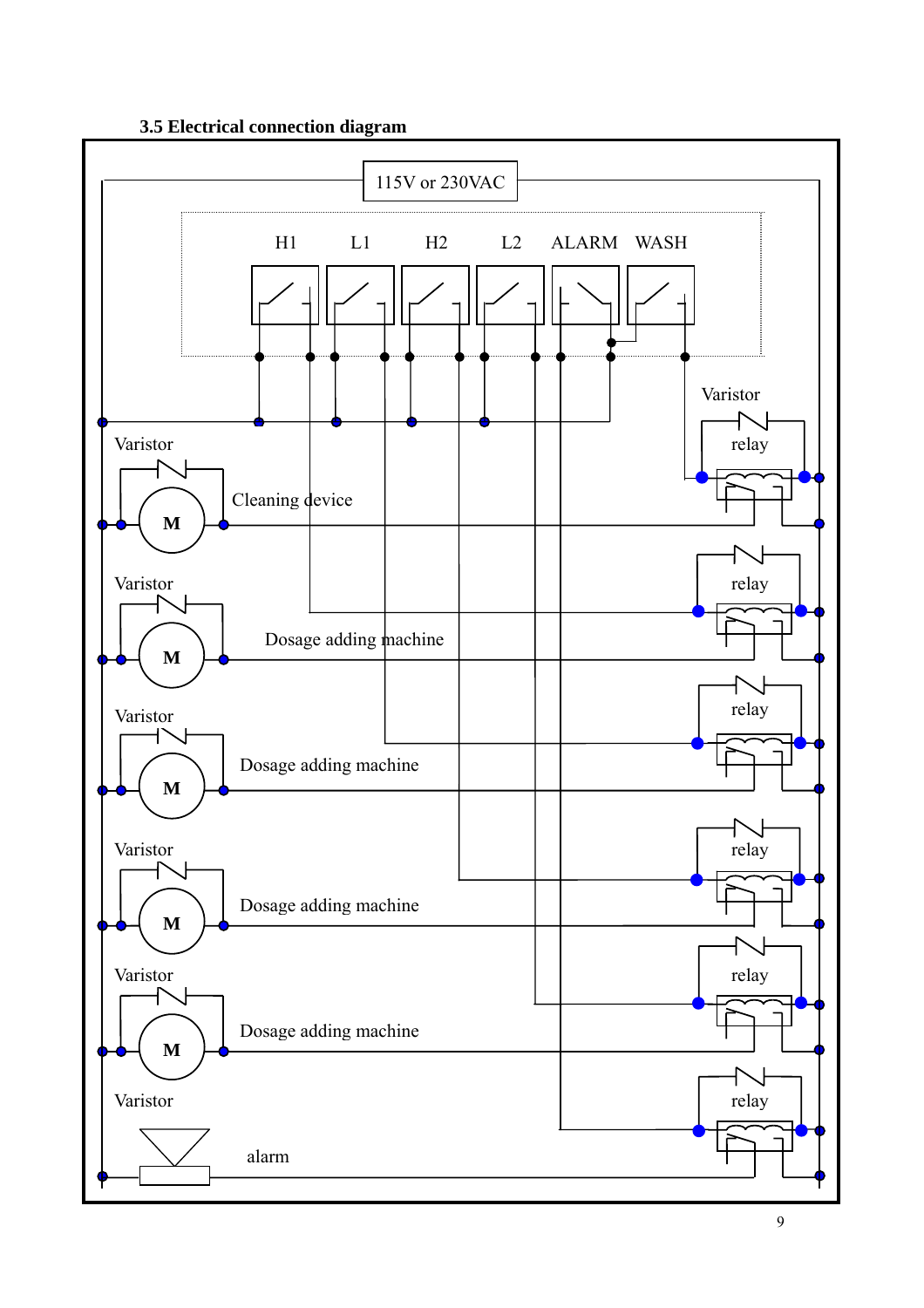**3.5 Electrical connection diagram**

115V or 230VAC

H1 L1 H2 L2 ALARM WASH

Varistor

relay

Varistor

Cleaning device

Varistor

relay

Dosage adding machine

Varistor

relay

Dosage adding machine

Varistor

relay

Dosage adding machine

Varistor

relay

Dosage adding machine

Varistor

relay

alarm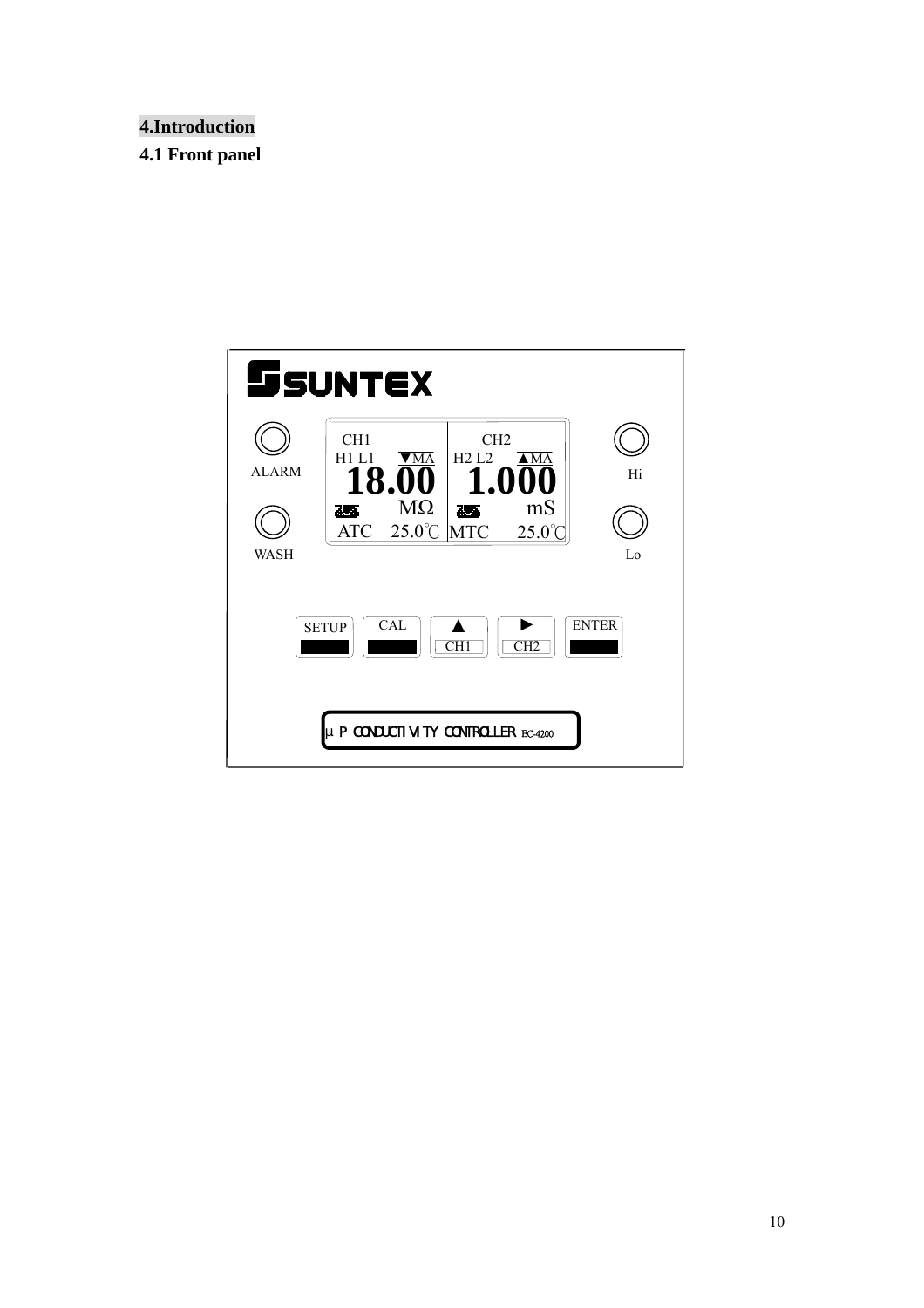# 4.Introduction

## 4.1 Front panel

SUNTEX

ALARM

WASH

Hi

Lo

CH1

H1 L1 ▼MA

18.00

MΩ

ATC 25.0℃

CH2

H2 L2 ▲MA

1.000

mS

MTC 25.0℃

SETUP

CAL

▲ CH1

► CH2

ENTER

μP CONDUCTIVITY CONTROLLER EC-4200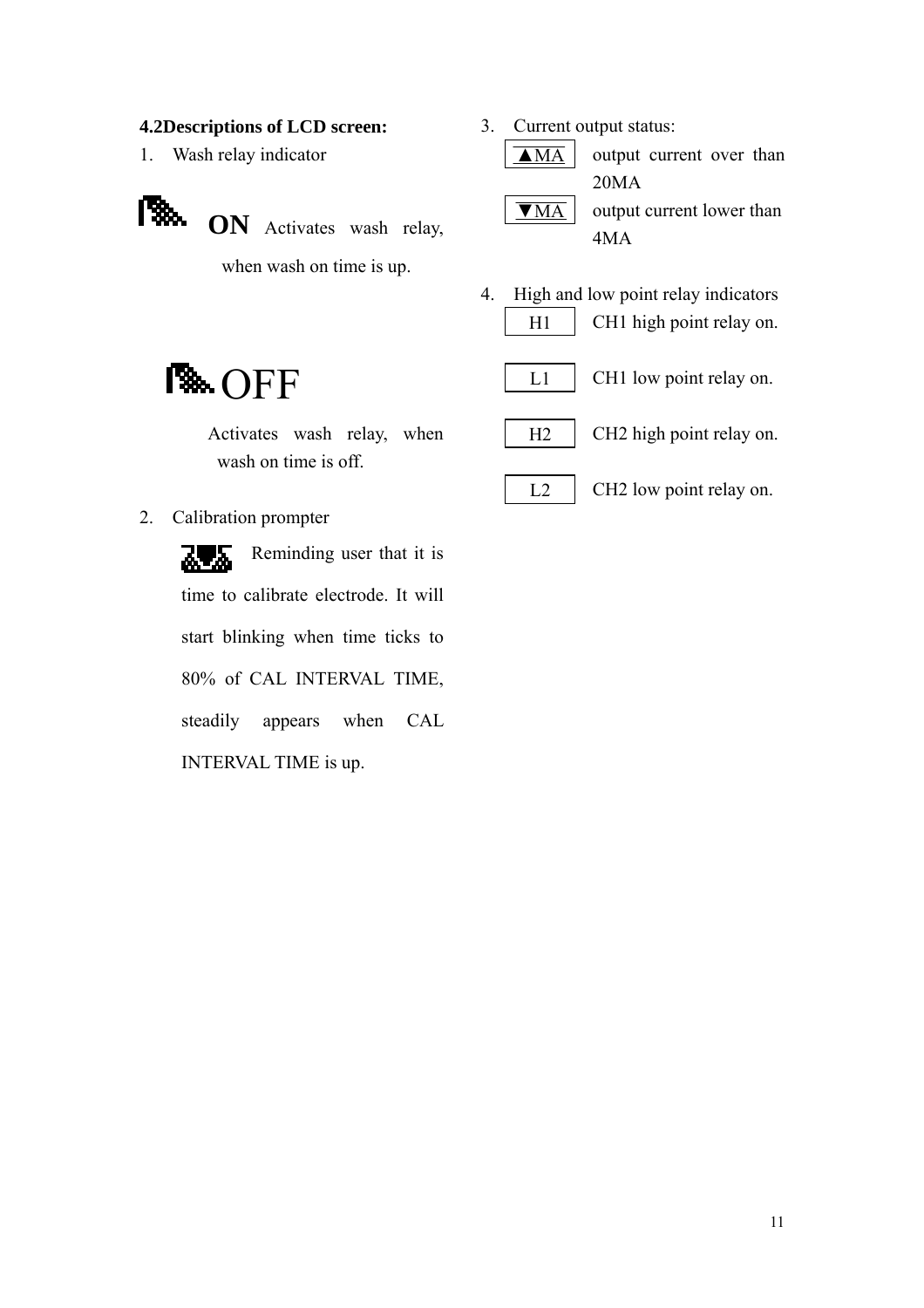**4.2Descriptions of LCD screen:**

1. Wash relay indicator

**ON** Activates wash relay, when wash on time is up.

OFF

Activates wash relay, when wash on time is off.

2. Calibration prompter

Reminding user that it is time to calibrate electrode. It will start blinking when time ticks to 80% of CAL INTERVAL TIME, steadily appears when CAL INTERVAL TIME is up.

3. Current output status:

| ▲MA | output current over than 20MA |
|---|---|
| ▼MA | output current lower than 4MA |

4. High and low point relay indicators

| H1 | CH1 high point relay on. |
|---|---|
| L1 | CH1 low point relay on. |
| H2 | CH2 high point relay on. |
| L2 | CH2 low point relay on. |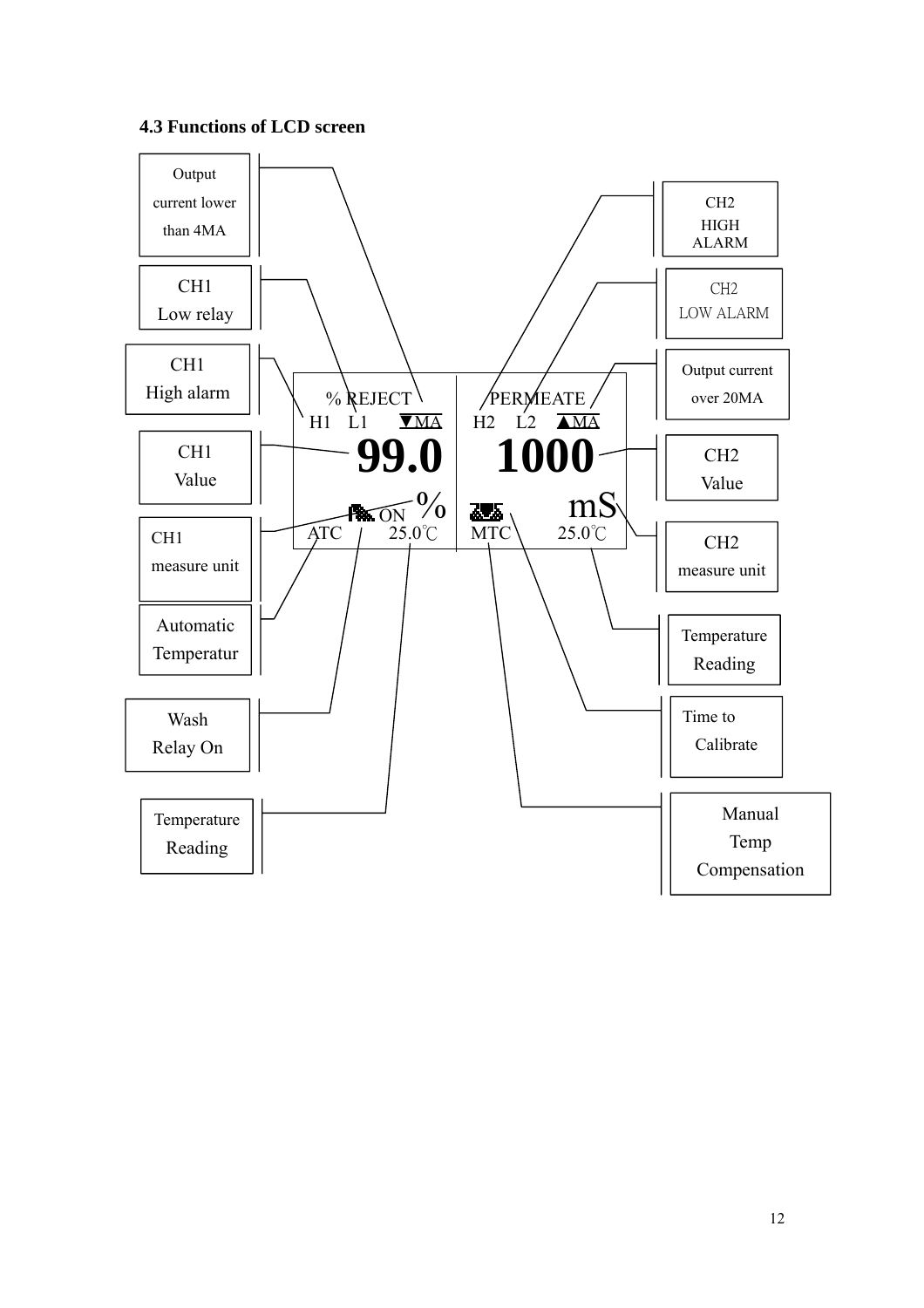### 4.3 Functions of LCD screen

| Callout (left side) | Callout (right side) |
|---|---|
| Output current lower than 4MA | CH2 HIGH ALARM |
| CH1 Low relay | CH2 LOW ALARM |
| CH1 High alarm | Output current over 20MA |
| CH1 Value | CH2 Value |
| CH1 measure unit | CH2 measure unit |
| Automatic Temperatur | Temperature Reading |
| Wash Relay On | Time to Calibrate |
| Temperature Reading | Manual Temp Compensation |

LCD screen:

| CH1 | CH2 |
|---|---|
| % REJECT | PERMEATE |
| H1 L1 ▼MA | H2 L2 ▲MA |
| **99.0** | **1000** |
| ON % | mS |
| ATC 25.0℃ | MTC 25.0℃ |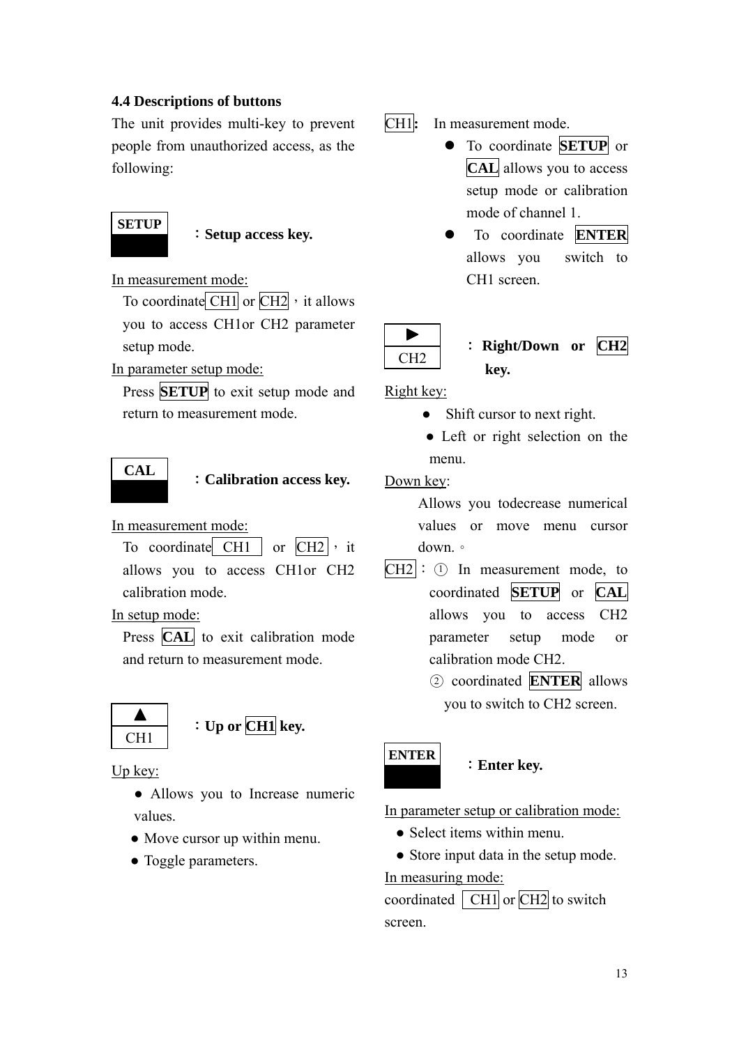### 4.4 Descriptions of buttons

The unit provides multi-key to prevent people from unauthorized access, as the following:

**SETUP** : **Setup access key.**

In measurement mode:

To coordinate CH1 or CH2，it allows you to access CH1or CH2 parameter setup mode.

In parameter setup mode:

Press **SETUP** to exit setup mode and return to measurement mode.

**CAL** : **Calibration access key.**

In measurement mode:

To coordinate CH1 or CH2，it allows you to access CH1or CH2 calibration mode.

In setup mode:

Press **CAL** to exit calibration mode and return to measurement mode.

▲ CH1 : **Up or CH1 key.**

Up key:

- Allows you to Increase numeric values.
- Move cursor up within menu.
- Toggle parameters.

CH1: In measurement mode.

- To coordinate **SETUP** or **CAL** allows you to access setup mode or calibration mode of channel 1.
- To coordinate **ENTER** allows you switch to CH1 screen.

▶ CH2 : **Right/Down or CH2 key.**

Right key:

- Shift cursor to next right.
- Left or right selection on the menu.

Down key:

Allows you todecrease numerical values or move menu cursor down.◦

CH2 : ① In measurement mode, to coordinated **SETUP** or **CAL** allows you to access CH2 parameter setup mode or calibration mode CH2.

② coordinated **ENTER** allows you to switch to CH2 screen.

**ENTER** : **Enter key.**

In parameter setup or calibration mode:

- Select items within menu.
- Store input data in the setup mode.

In measuring mode:

coordinated CH1 or CH2 to switch screen.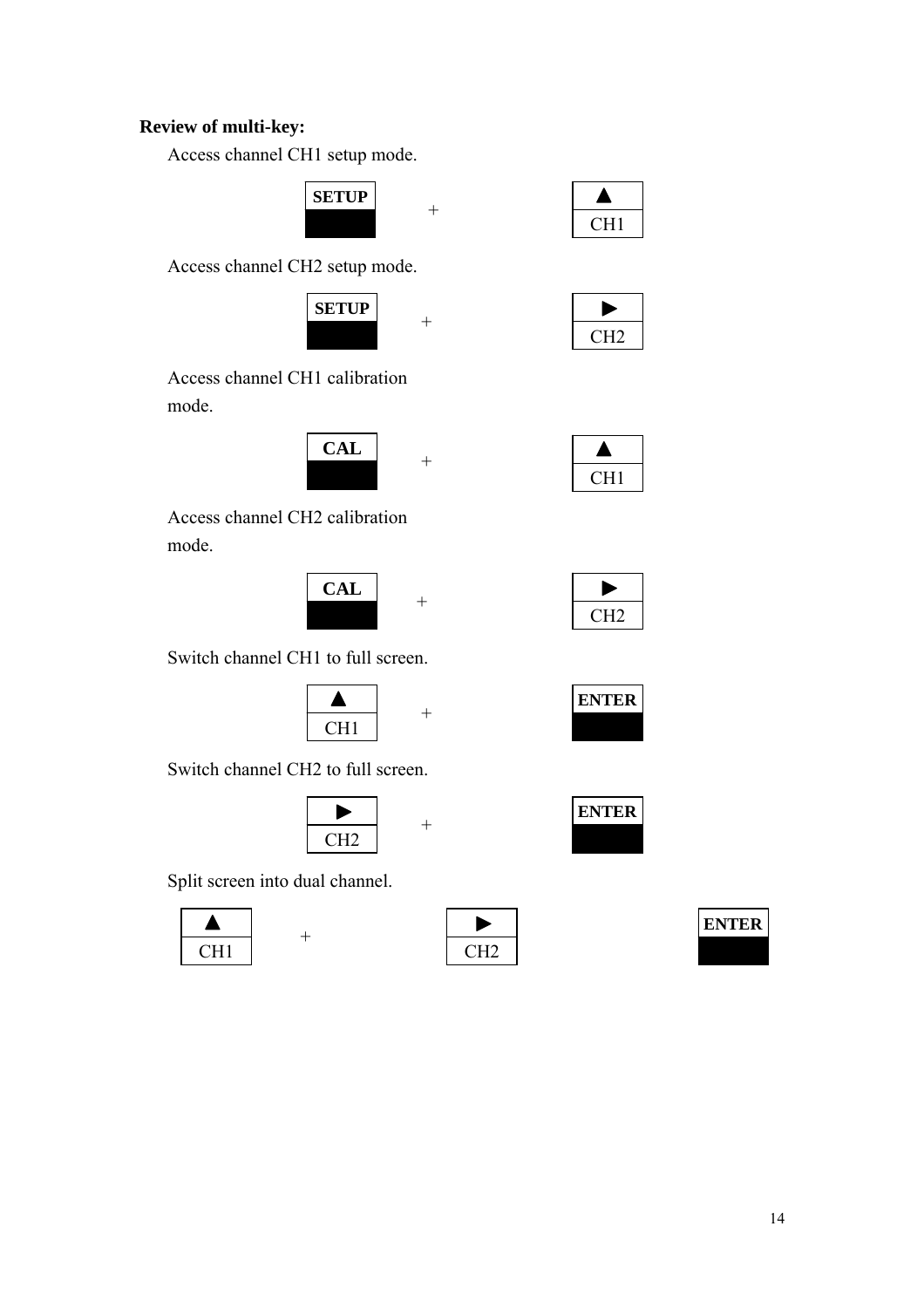**Review of multi-key:**

Access channel CH1 setup mode.

**SETUP** + ▲ CH1

Access channel CH2 setup mode.

**SETUP** + ▶ CH2

Access channel CH1 calibration mode.

**CAL** + ▲ CH1

Access channel CH2 calibration mode.

**CAL** + ▶ CH2

Switch channel CH1 to full screen.

▲ CH1 + **ENTER**

Switch channel CH2 to full screen.

▶ CH2 + **ENTER**

Split screen into dual channel.

▲ CH1 + ▶ CH2 **ENTER**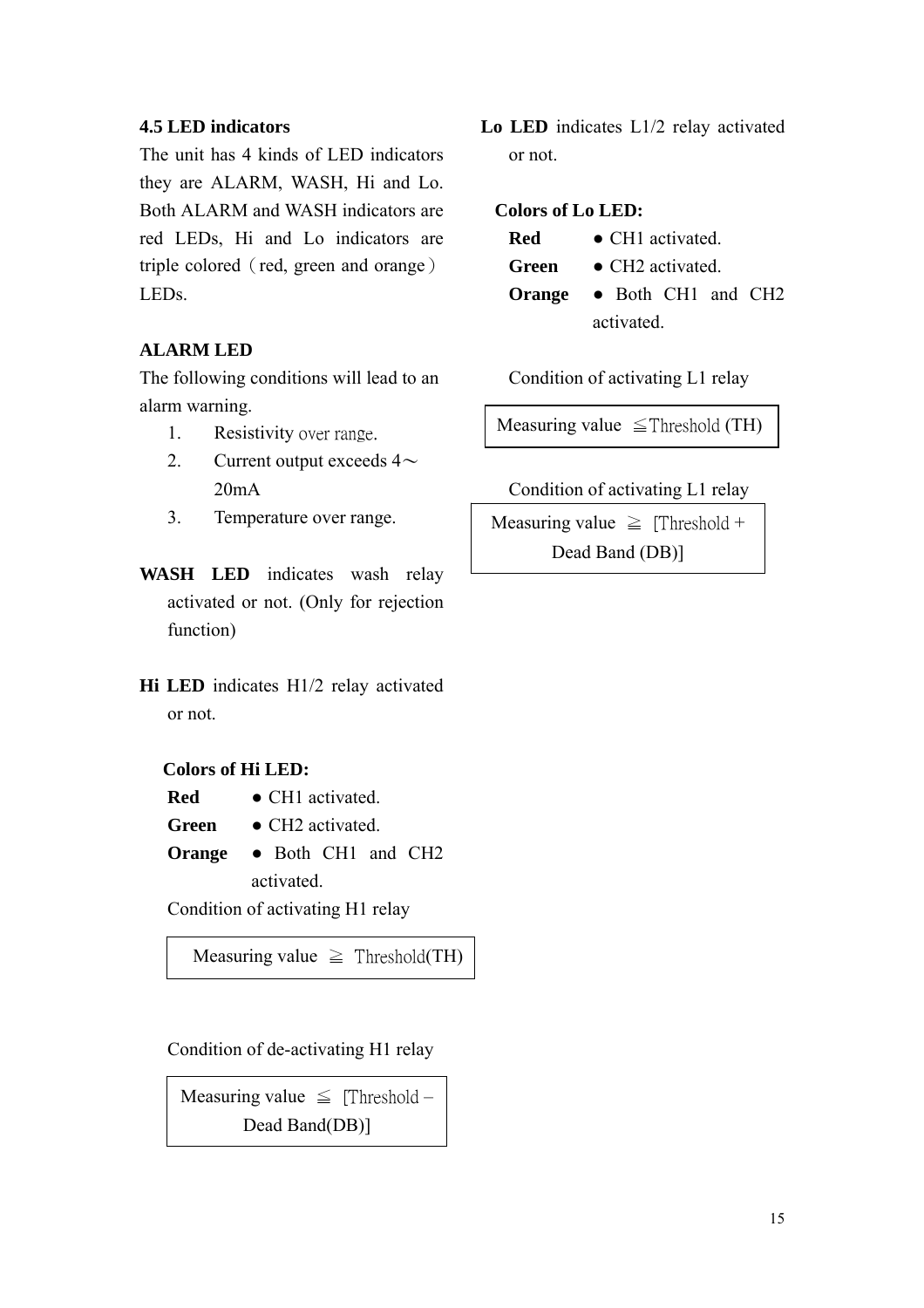### 4.5 LED indicators

The unit has 4 kinds of LED indicators they are ALARM, WASH, Hi and Lo. Both ALARM and WASH indicators are red LEDs, Hi and Lo indicators are triple colored（red, green and orange）LEDs.

**ALARM LED**

The following conditions will lead to an alarm warning.

1. Resistivity over range.
2. Current output exceeds 4～20mA
3. Temperature over range.

**WASH LED** indicates wash relay activated or not. (Only for rejection function)

**Hi LED** indicates H1/2 relay activated or not.

**Colors of Hi LED:**

**Red** ● CH1 activated.

**Green** ● CH2 activated.

**Orange** ● Both CH1 and CH2 activated.

Condition of activating H1 relay

| Measuring value ≧ Threshold(TH) |
|---|

Condition of de-activating H1 relay

| Measuring value ≦ [Threshold – Dead Band(DB)] |
|---|

**Lo LED** indicates L1/2 relay activated or not.

**Colors of Lo LED:**

**Red** ● CH1 activated.

**Green** ● CH2 activated.

**Orange** ● Both CH1 and CH2 activated.

Condition of activating L1 relay

| Measuring value ≦Threshold (TH) |
|---|

Condition of activating L1 relay

| Measuring value ≧ [Threshold + Dead Band (DB)] |
|---|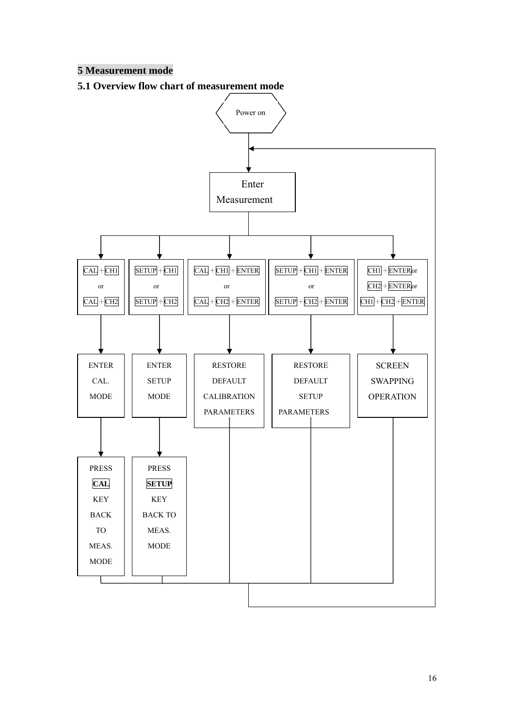# 5 Measurement mode

## 5.1 Overview flow chart of measurement mode

Power on

Enter Measurement

| CAL + CH1 or CAL + CH2 | SETUP + CH1 or SETUP + CH2 | CAL + CH1 + ENTER or CAL + CH2 + ENTER | SETUP + CH1 + ENTER or SETUP + CH2 + ENTER | CH1 + ENTER or CH2 + ENTER or CH1 + CH2 + ENTER |
|---|---|---|---|---|
| ENTER CAL. MODE | ENTER SETUP MODE | RESTORE DEFAULT CALIBRATION PARAMETERS | RESTORE DEFAULT SETUP PARAMETERS | SCREEN SWAPPING OPERATION |
| PRESS **CAL** KEY BACK TO MEAS. MODE | PRESS **SETUP** KEY BACK TO MEAS. MODE | | | |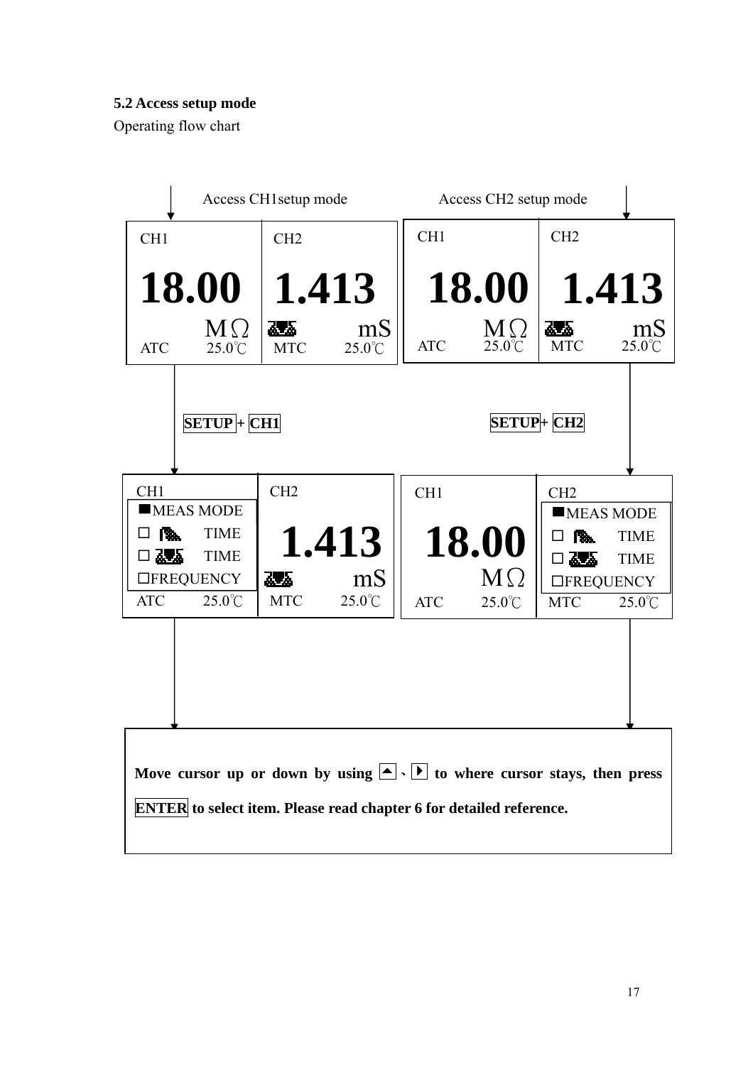### 5.2 Access setup mode

Operating flow chart

Access CH1setup mode

| CH1 | CH2 |
|---|---|
| **18.00** MΩ | **1.413** mS |
| ATC 25.0℃ | MTC 25.0℃ |

**SETUP** + **CH1**

| CH1 | CH2 |
|---|---|
| ■MEAS MODE | |
| □ TIME | **1.413** |
| □ TIME | mS |
| □FREQUENCY | |
| ATC 25.0℃ | MTC 25.0℃ |

Access CH2 setup mode

| CH1 | CH2 |
|---|---|
| **18.00** MΩ | **1.413** mS |
| ATC 25.0℃ | MTC 25.0℃ |

**SETUP** + **CH2**

| CH1 | CH2 |
|---|---|
| | ■MEAS MODE |
| **18.00** | □ TIME |
| MΩ | □ TIME |
| | □FREQUENCY |
| ATC 25.0℃ | MTC 25.0℃ |

**Move cursor up or down by using ▲、▶ to where cursor stays, then press ENTER to select item. Please read chapter 6 for detailed reference.**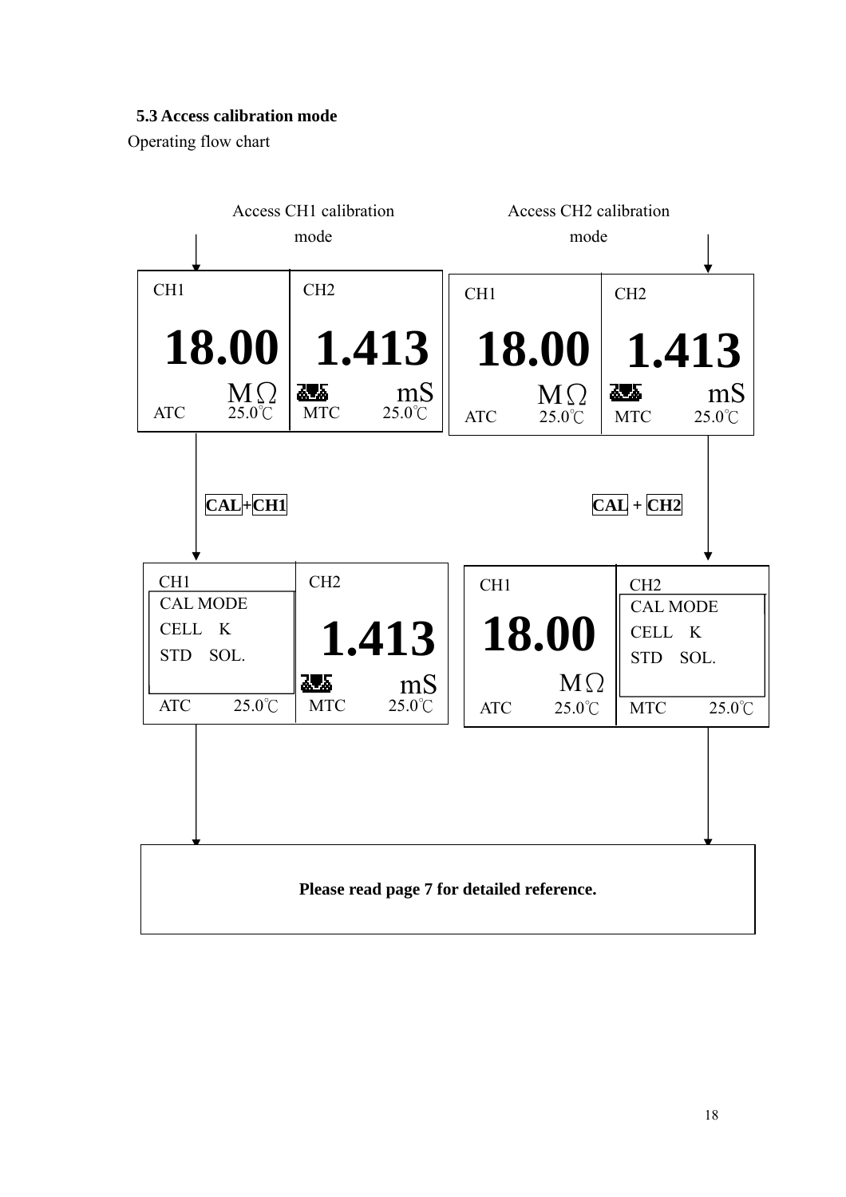### 5.3 Access calibration mode

Operating flow chart

Access CH1 calibration mode

| CH1 | CH2 |
|---|---|
| 18.00 MΩ | 1.413 mS |
| ATC 25.0℃ | MTC 25.0℃ |

**CAL**+**CH1**

| CH1 | CH2 |
|---|---|
| CAL MODE<br>CELL K<br>STD SOL. | 1.413 mS |
| ATC 25.0℃ | MTC 25.0℃ |

Access CH2 calibration mode

| CH1 | CH2 |
|---|---|
| 18.00 MΩ | 1.413 mS |
| ATC 25.0℃ | MTC 25.0℃ |

**CAL** + **CH2**

| CH1 | CH2 |
|---|---|
| 18.00 MΩ | CAL MODE<br>CELL K<br>STD SOL. |
| ATC 25.0℃ | MTC 25.0℃ |

**Please read page 7 for detailed reference.**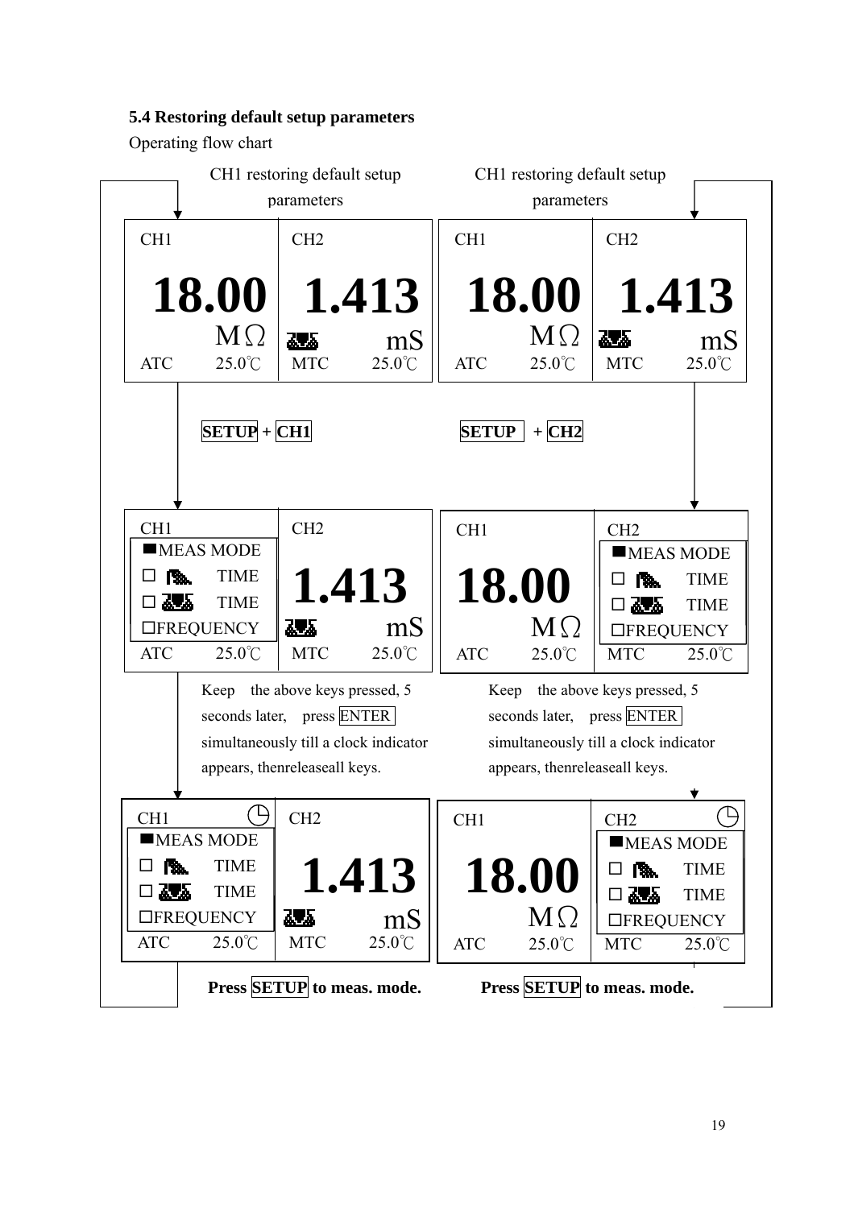### 5.4 Restoring default setup parameters

Operating flow chart

**CH1 restoring default setup parameters**

| CH1 | CH2 |
|---|---|
| **18.00** MΩ | **1.413** mS |
| ATC 25.0℃ | MTC 25.0℃ |

**SETUP + CH1**

| CH1 | CH2 |
|---|---|
| ■MEAS MODE<br>□ TIME<br>□ TIME<br>□FREQUENCY | **1.413** mS |
| ATC 25.0℃ | MTC 25.0℃ |

Keep the above keys pressed, 5 seconds later, press ENTER simultaneously till a clock indicator appears, thenreleaseall keys.

| CH1 | CH2 |
|---|---|
| ■MEAS MODE<br>□ TIME<br>□ TIME<br>□FREQUENCY | **1.413** mS |
| ATC 25.0℃ | MTC 25.0℃ |

**Press SETUP to meas. mode.**

**CH1 restoring default setup parameters**

| CH1 | CH2 |
|---|---|
| **18.00** MΩ | **1.413** mS |
| ATC 25.0℃ | MTC 25.0℃ |

**SETUP + CH2**

| CH1 | CH2 |
|---|---|
| **18.00** MΩ | ■MEAS MODE<br>□ TIME<br>□ TIME<br>□FREQUENCY |
| ATC 25.0℃ | MTC 25.0℃ |

Keep the above keys pressed, 5 seconds later, press ENTER simultaneously till a clock indicator appears, thenreleaseall keys.

| CH1 | CH2 |
|---|---|
| **18.00** MΩ | ■MEAS MODE<br>□ TIME<br>□ TIME<br>□FREQUENCY |
| ATC 25.0℃ | MTC 25.0℃ |

**Press SETUP to meas. mode.**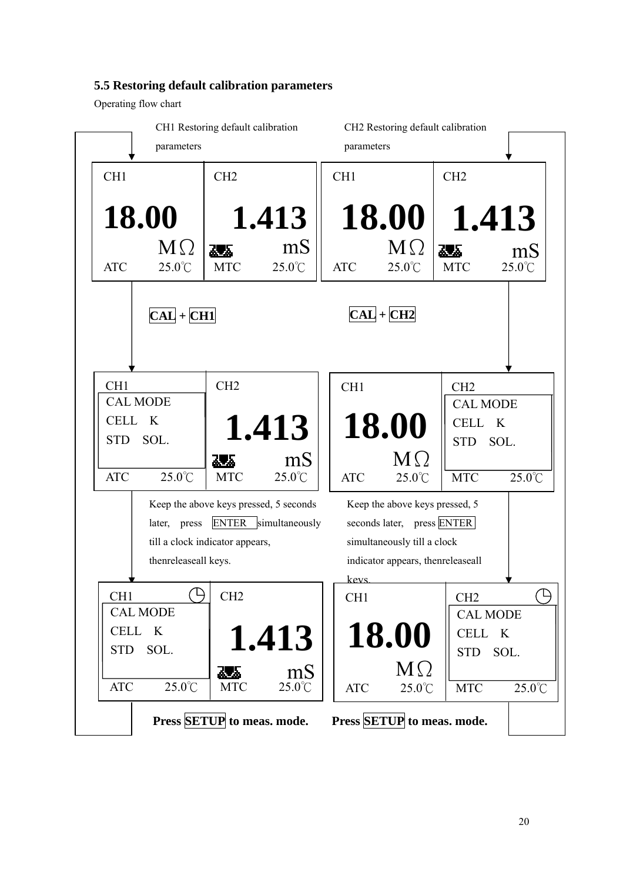### 5.5 Restoring default calibration parameters

Operating flow chart

**CH1 Restoring default calibration parameters**

| CH1 | CH2 |
|---|---|
| 18.00 MΩ | 1.413 mS |
| ATC 25.0℃ | MTC 25.0℃ |

**CAL** + **CH1**

| CH1 | CH2 |
|---|---|
| CAL MODE<br>CELL K<br>STD SOL. | 1.413 mS |
| ATC 25.0℃ | MTC 25.0℃ |

Keep the above keys pressed, 5 seconds later, press ENTER simultaneously till a clock indicator appears, thenreleaseall keys.

| CH1 ◷ | CH2 |
|---|---|
| CAL MODE<br>CELL K<br>STD SOL. | 1.413 mS |
| ATC 25.0℃ | MTC 25.0℃ |

**Press SETUP to meas. mode.**

**CH2 Restoring default calibration parameters**

| CH1 | CH2 |
|---|---|
| 18.00 MΩ | 1.413 mS |
| ATC 25.0℃ | MTC 25.0℃ |

**CAL** + **CH2**

| CH1 | CH2 |
|---|---|
| 18.00 MΩ | CAL MODE<br>CELL K<br>STD SOL. |
| ATC 25.0℃ | MTC 25.0℃ |

Keep the above keys pressed, 5 seconds later, press ENTER simultaneously till a clock indicator appears, thenreleaseall keys.

| CH1 | CH2 ◷ |
|---|---|
| 18.00 MΩ | CAL MODE<br>CELL K<br>STD SOL. |
| ATC 25.0℃ | MTC 25.0℃ |

**Press SETUP to meas. mode.**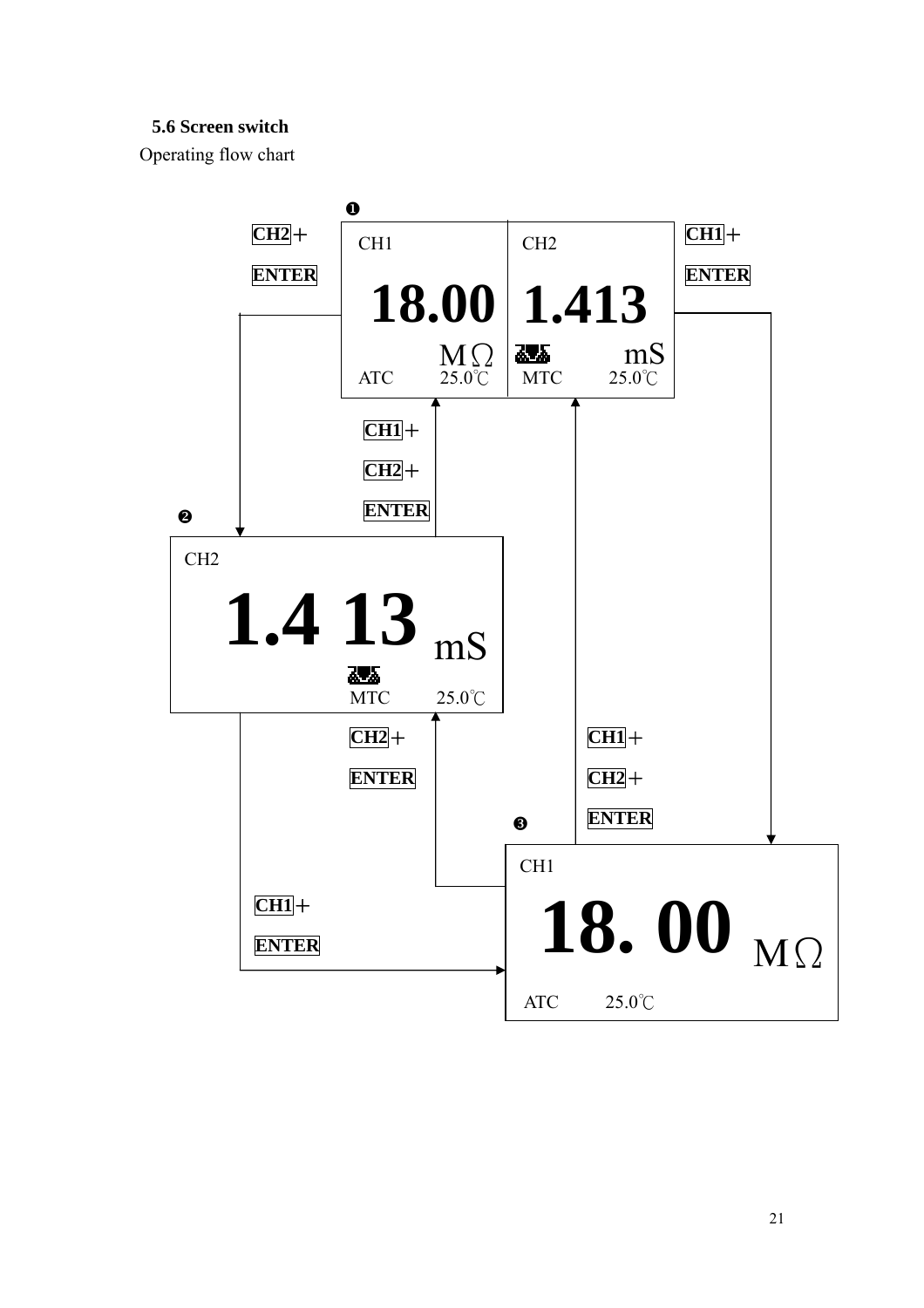### 5.6 Screen switch

Operating flow chart

❶

| CH1 | CH2 |
|---|---|
| 18.00 MΩ | 1.413 mS |
| ATC 25.0℃ | MTC 25.0℃ |

❷

CH2

1.4 13 mS

MTC 25.0℃

❸

CH1

18. 00 MΩ

ATC 25.0℃

- ❶ → ❷: CH2 + ENTER
- ❶ → ❸: CH1 + ENTER
- ❷ → ❶: CH1 + CH2 + ENTER
- ❷ → ❸: CH1 + ENTER
- ❸ → ❷: CH2 + ENTER
- ❸ → ❶: CH1 + CH2 + ENTER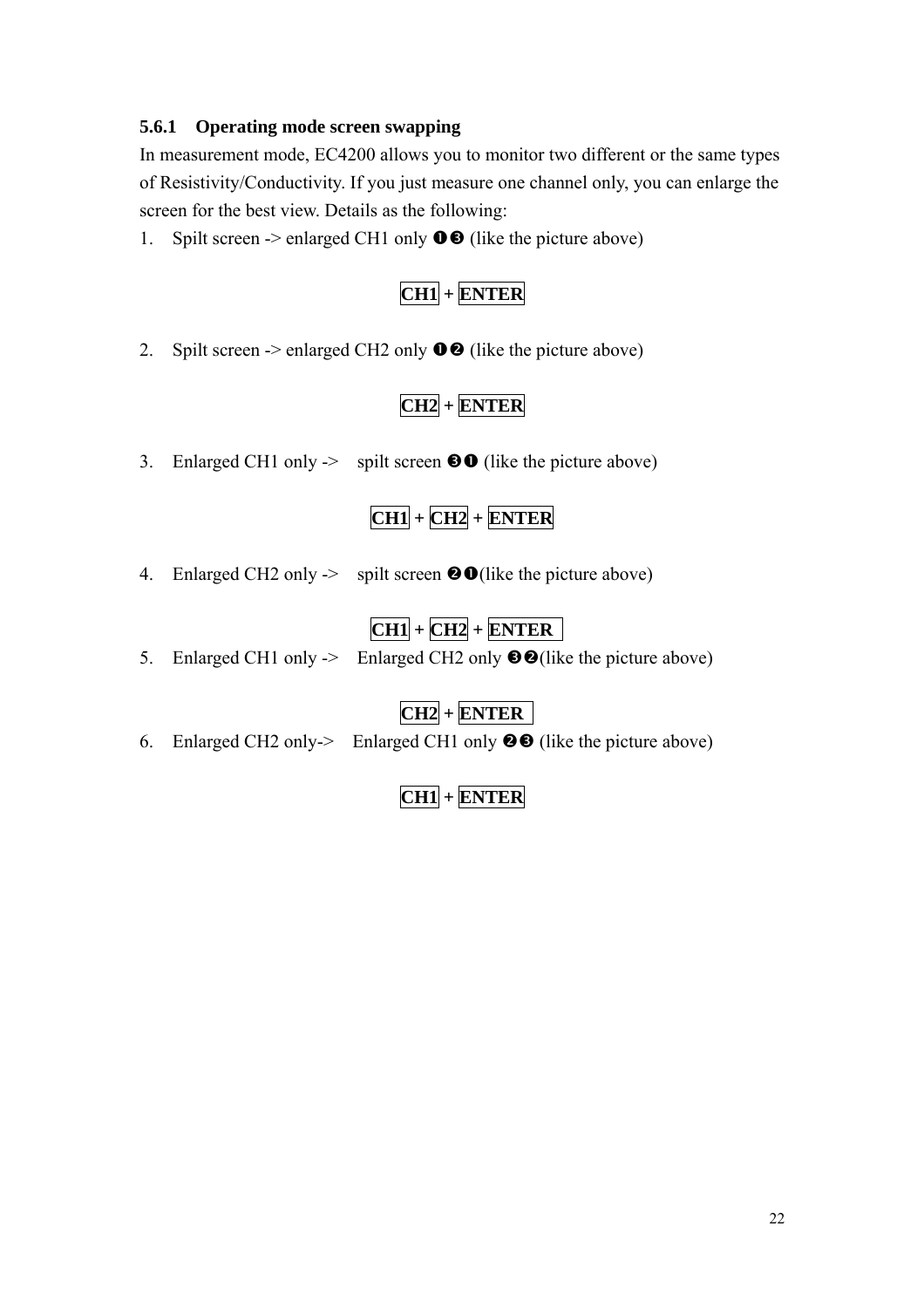### 5.6.1 Operating mode screen swapping

In measurement mode, EC4200 allows you to monitor two different or the same types of Resistivity/Conductivity. If you just measure one channel only, you can enlarge the screen for the best view. Details as the following:

1. Spilt screen -> enlarged CH1 only ❶❸ (like the picture above)

   **CH1 + ENTER**

2. Spilt screen -> enlarged CH2 only ❶❷ (like the picture above)

   **CH2 + ENTER**

3. Enlarged CH1 only -> spilt screen ❸❶ (like the picture above)

   **CH1 + CH2 + ENTER**

4. Enlarged CH2 only -> spilt screen ❷❶(like the picture above)

   **CH1 + CH2 + ENTER**

5. Enlarged CH1 only -> Enlarged CH2 only ❸❷(like the picture above)

   **CH2 + ENTER**

6. Enlarged CH2 only-> Enlarged CH1 only ❷❸ (like the picture above)

   **CH1 + ENTER**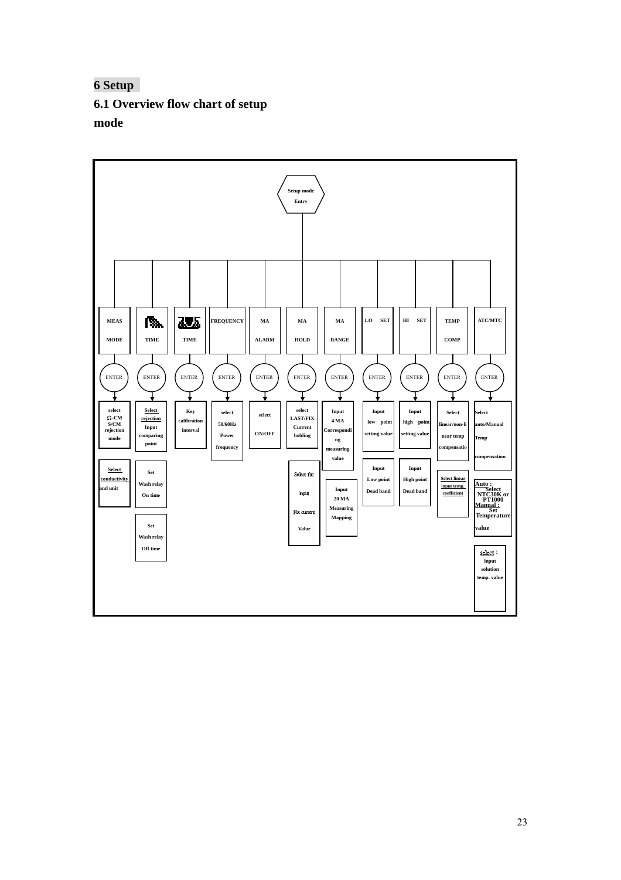# 6 Setup

## 6.1 Overview flow chart of setup mode

Setup mode Entry

| MEAS MODE | TIME | TIME | FREQUENCY | MA ALARM | MA HOLD | MA RANGE | LO SET | HI SET | TEMP COMP | ATC/MTC |
|---|---|---|---|---|---|---|---|---|---|---|
| ENTER | ENTER | ENTER | ENTER | ENTER | ENTER | ENTER | ENTER | ENTER | ENTER | ENTER |
| select Ω-CM S/CM rejection mode | Select rejection Input comparing point | Key calibration interval | select 50/60Hz Power frequency | select ON/OFF | select LAST/FIX Current holding | Input 4 MA Corresponding measuring value | Input low point setting value | Input high point setting value | Select linear/non-linear temp compensatio | Select auto/Manual Temp compensation |
| Select conductivity and unit | Set Wash relay On time | | | | Select fix: input Fix current Value | Input 20 MA Measuring Mapping | Input Low point Dead band | Input High point Dead band | Select linear input temp. coefficient | Auto : Select NTC30K or PT1000 Manual : Set Temperature value |
| | Set Wash relay Off time | | | | | | | | | select : input solution temp. value |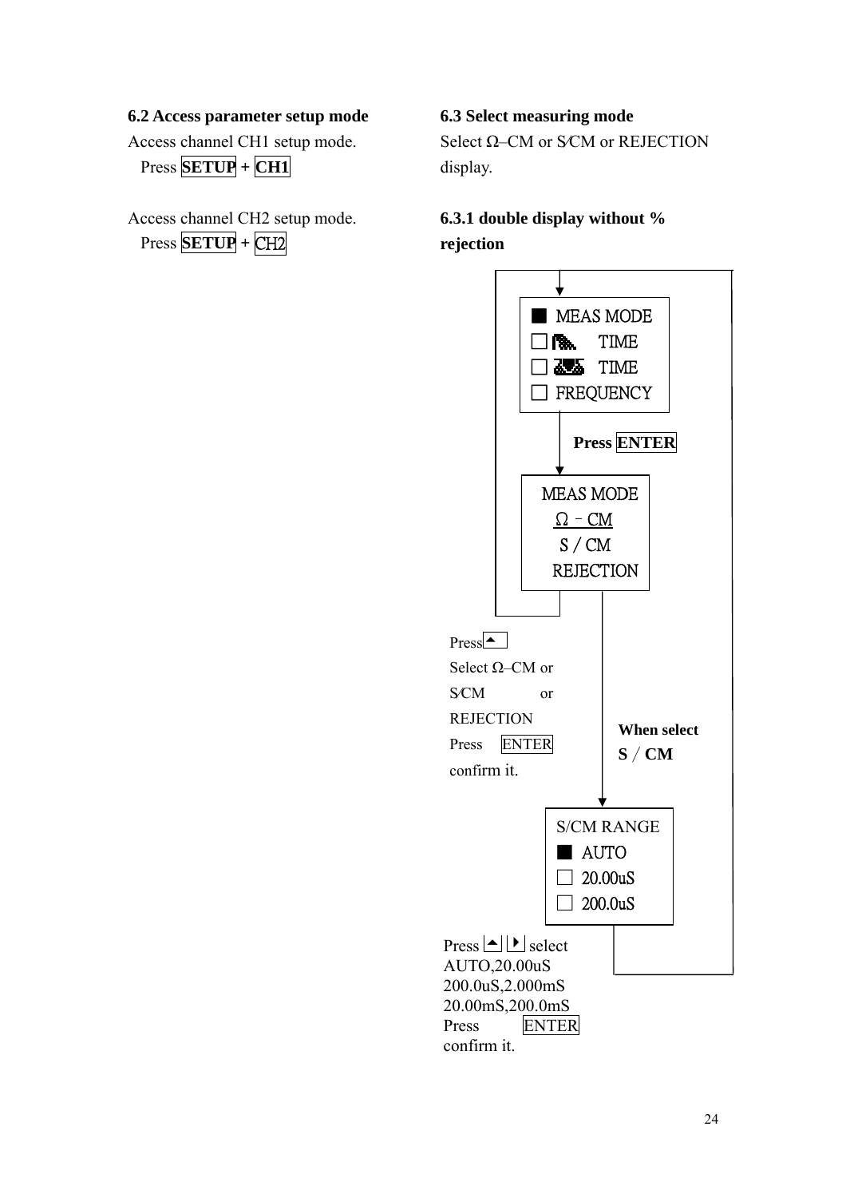**6.2 Access parameter setup mode**

Access channel CH1 setup mode.
Press **SETUP** + **CH1**

Access channel CH2 setup mode.
Press **SETUP** + CH2

**6.3 Select measuring mode**

Select Ω–CM or S/CM or REJECTION display.

**6.3.1 double display without % rejection**

■ MEAS MODE
□ TIME
□ TIME
□ FREQUENCY

**Press ENTER**

MEAS MODE
Ω – CM
S / CM
REJECTION

Press ▲
Select Ω–CM or S/CM or REJECTION
Press ENTER confirm it.

**When select S / CM**

S/CM RANGE
■ AUTO
□ 20.00uS
□ 200.0uS

Press ▲ ▶ select AUTO,20.00uS 200.0uS,2.000mS 20.00mS,200.0mS
Press ENTER confirm it.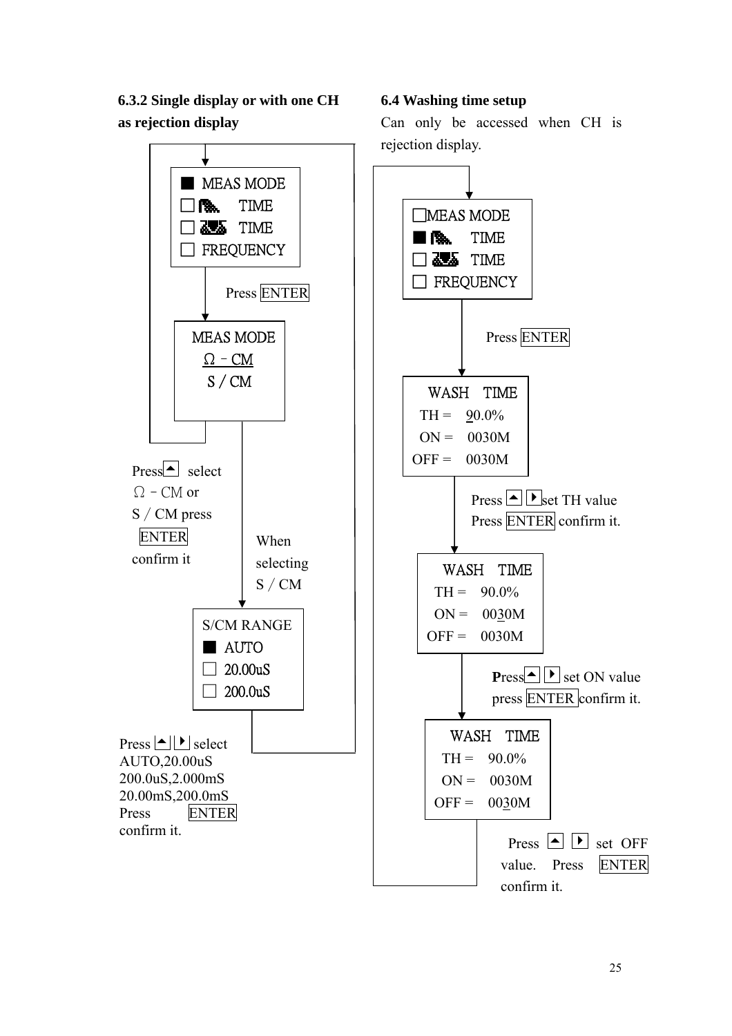### 6.3.2 Single display or with one CH as rejection display

```
■ MEAS MODE
□ [icon] TIME
□ [icon] TIME
□ FREQUENCY
```

Press ENTER

```
MEAS MODE
Ω – CM
S / CM
```

Press ▲ select Ω – CM or S / CM press ENTER confirm it

When selecting S / CM

```
S/CM RANGE
■ AUTO
□ 20.00uS
□ 200.0uS
```

Press ▲ ▶ select AUTO,20.00uS 200.0uS,2.000mS 20.00mS,200.0mS Press ENTER confirm it.

### 6.4 Washing time setup

Can only be accessed when CH is rejection display.

```
□ MEAS MODE
■ [icon] TIME
□ [icon] TIME
□ FREQUENCY
```

Press ENTER

```
WASH   TIME
TH =   90.0%
ON =   0030M
OFF =  0030M
```

Press ▲ ▶ set TH value
Press ENTER confirm it.

```
WASH   TIME
TH =   90.0%
ON =   0030M
OFF =  0030M
```

Press ▲ ▶ set ON value
press ENTER confirm it.

```
WASH   TIME
TH =   90.0%
ON =   0030M
OFF =  0030M
```

Press ▲ ▶ set OFF value. Press ENTER confirm it.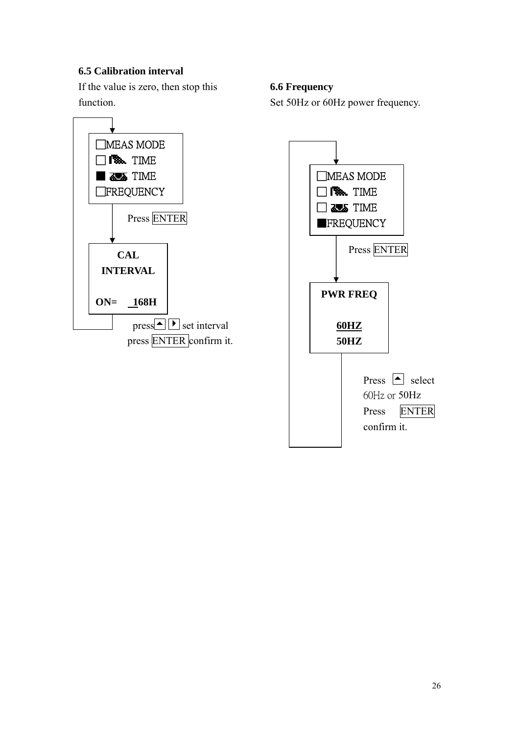### 6.5 Calibration interval

If the value is zero, then stop this function.

□MEAS MODE
□ TIME
■ TIME
□FREQUENCY

Press ENTER

**CAL INTERVAL**

**ON= 168H**

press ▲ ▶ set interval
press ENTER confirm it.

### 6.6 Frequency

Set 50Hz or 60Hz power frequency.

□MEAS MODE
□ TIME
□ TIME
■FREQUENCY

Press ENTER

**PWR FREQ**

**60HZ**
**50HZ**

Press ▲ select 60Hz or 50Hz
Press ENTER confirm it.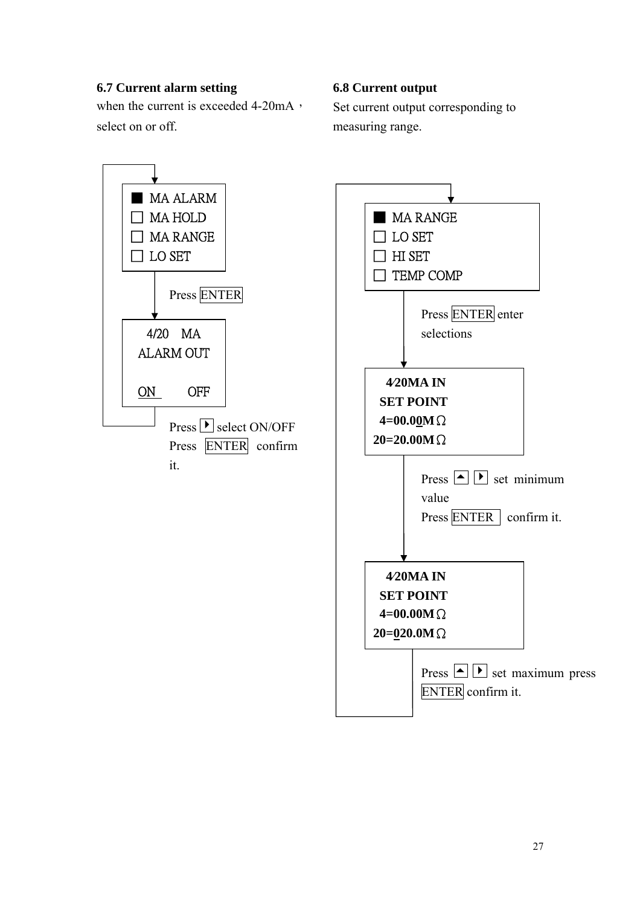### 6.7 Current alarm setting

when the current is exceeded 4-20mA， select on or off.

```
■ MA ALARM
□ MA HOLD
□ MA RANGE
□ LO SET
```

Press ENTER

```
4/20   MA
ALARM OUT

ON      OFF
```

Press ▶ select ON/OFF
Press ENTER confirm it.

### 6.8 Current output

Set current output corresponding to measuring range.

```
■ MA RANGE
□ LO SET
□ HI SET
□ TEMP COMP
```

Press ENTER enter selections

```
4/20MA IN
SET POINT
4=00.00MΩ
20=20.00MΩ
```

Press ▲ ▶ set minimum value
Press ENTER confirm it.

```
4/20MA IN
SET POINT
4=00.00MΩ
20=020.0MΩ
```

Press ▲ ▶ set maximum press ENTER confirm it.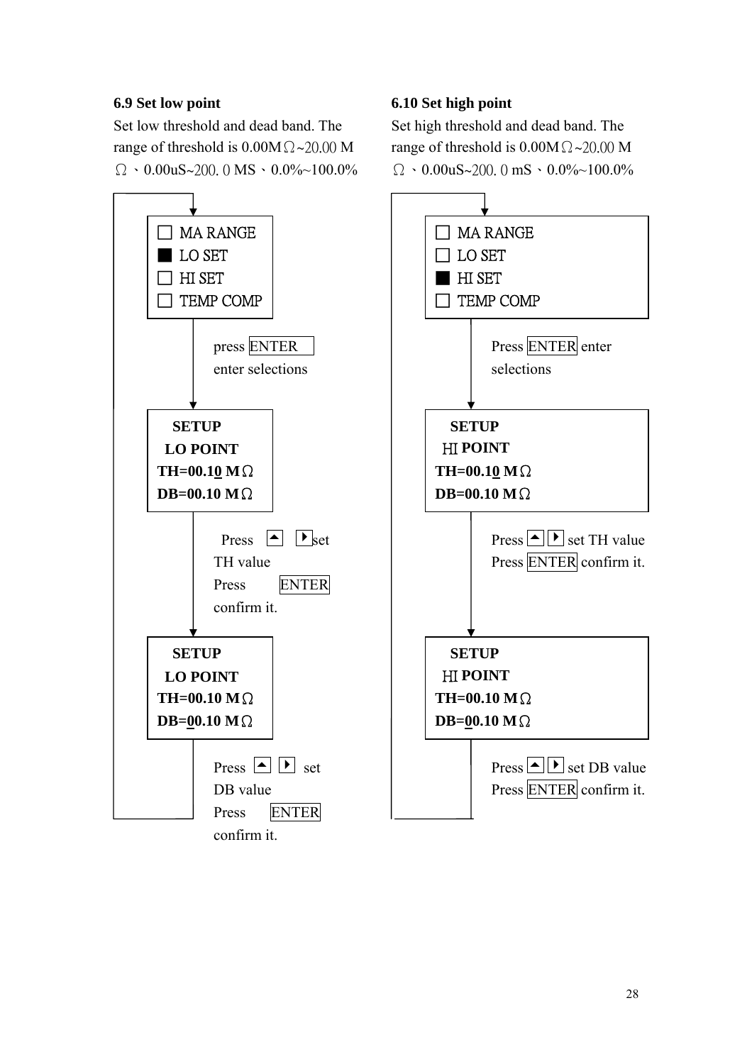### 6.9 Set low point

Set low threshold and dead band. The range of threshold is 0.00MΩ~20.00 MΩ、0.00uS~200.0 MS、0.0%~100.0%

```
☐ MA RANGE
■ LO SET
☐ HI SET
☐ TEMP COMP
```

press ENTER enter selections

```
SETUP
LO POINT
TH=00.10 MΩ
DB=00.10 MΩ
```

Press ▲ ▶ set TH value
Press ENTER confirm it.

```
SETUP
LO POINT
TH=00.10 MΩ
DB=00.10 MΩ
```

Press ▲ ▶ set DB value
Press ENTER confirm it.

### 6.10 Set high point

Set high threshold and dead band. The range of threshold is 0.00MΩ~20.00 MΩ、0.00uS~200.0 mS、0.0%~100.0%

```
☐ MA RANGE
☐ LO SET
■ HI SET
☐ TEMP COMP
```

Press ENTER enter selections

```
SETUP
HI POINT
TH=00.10 MΩ
DB=00.10 MΩ
```

Press ▲ ▶ set TH value
Press ENTER confirm it.

```
SETUP
HI POINT
TH=00.10 MΩ
DB=00.10 MΩ
```

Press ▲ ▶ set DB value
Press ENTER confirm it.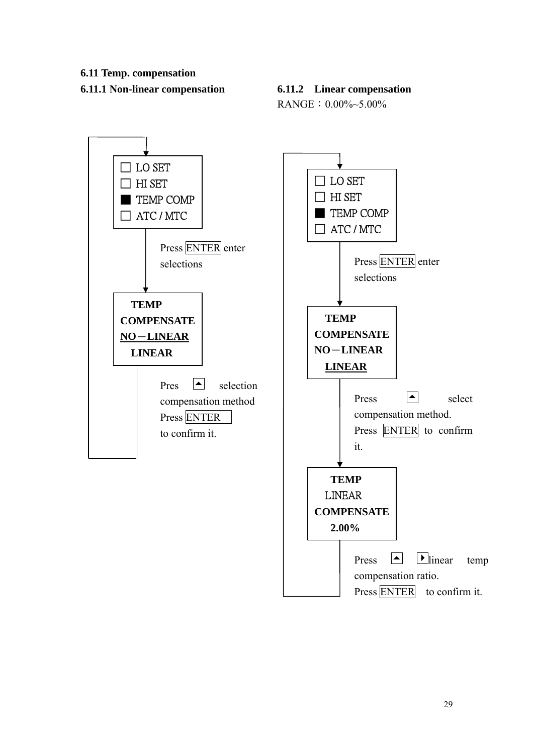### 6.11 Temp. compensation

#### 6.11.1 Non-linear compensation

□ LO SET
□ HI SET
■ TEMP COMP
□ ATC / MTC

Press ENTER enter selections

**TEMP COMPENSATE**
**NO－LINEAR**
**LINEAR**

Pres ▲ selection compensation method
Press ENTER
to confirm it.

#### 6.11.2 Linear compensation

RANGE：0.00%~5.00%

□ LO SET
□ HI SET
■ TEMP COMP
□ ATC / MTC

Press ENTER enter selections

**TEMP COMPENSATE**
**NO－LINEAR**
**LINEAR**

Press ▲ select compensation method.
Press ENTER to confirm it.

**TEMP**
LINEAR
**COMPENSATE**
**2.00%**

Press ▲ ▶ linear temp compensation ratio.
Press ENTER to confirm it.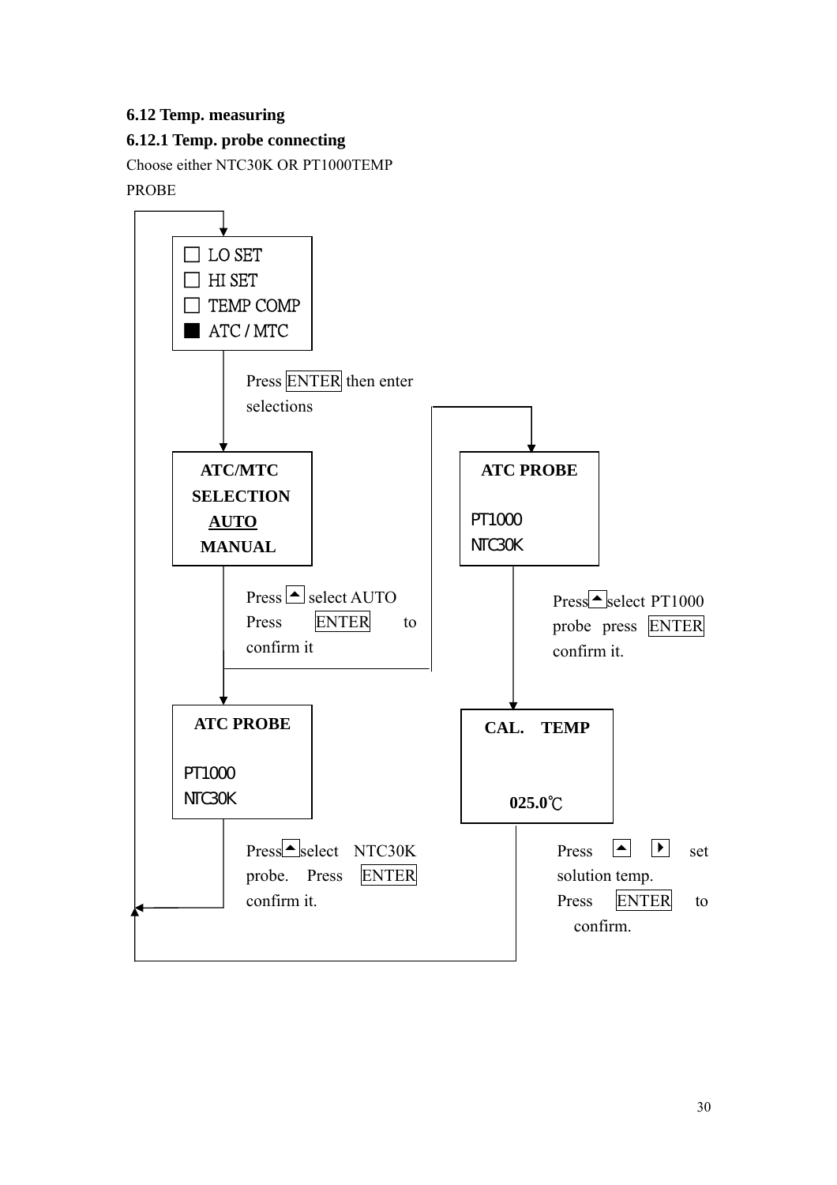### 6.12 Temp. measuring

### 6.12.1 Temp. probe connecting

Choose either NTC30K OR PT1000TEMP PROBE

☐ LO SET
☐ HI SET
☐ TEMP COMP
■ ATC / MTC

Press ENTER then enter selections

**ATC/MTC SELECTION**
**AUTO**
**MANUAL**

Press ▲ select AUTO
Press ENTER to confirm it

**ATC PROBE**

PT1000
NTC30K

Press ▲ select NTC30K probe. Press ENTER confirm it.

**ATC PROBE**

PT1000
NTC30K

Press ▲ select PT1000 probe press ENTER confirm it.

**CAL. TEMP**

**025.0℃**

Press ▲ ▶ set solution temp.
Press ENTER to confirm.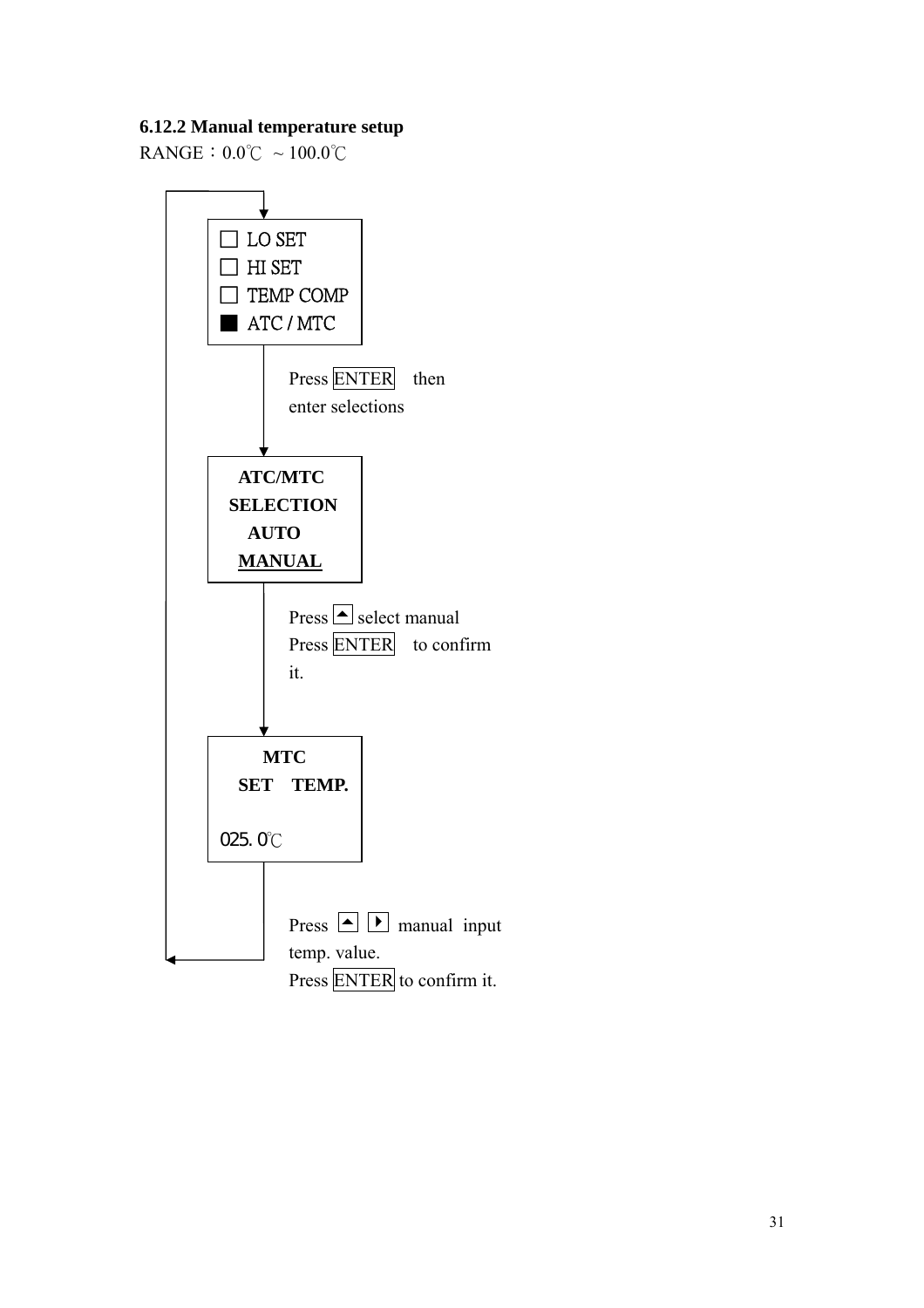### 6.12.2 Manual temperature setup

RANGE：0.0℃ ~ 100.0℃

□ LO SET
□ HI SET
□ TEMP COMP
■ ATC / MTC

Press ENTER then enter selections

**ATC/MTC**
**SELECTION**
**AUTO**
**MANUAL**

Press ▲ select manual
Press ENTER to confirm it.

**MTC**
**SET TEMP.**

025.0℃

Press ▲ ▶ manual input temp. value.
Press ENTER to confirm it.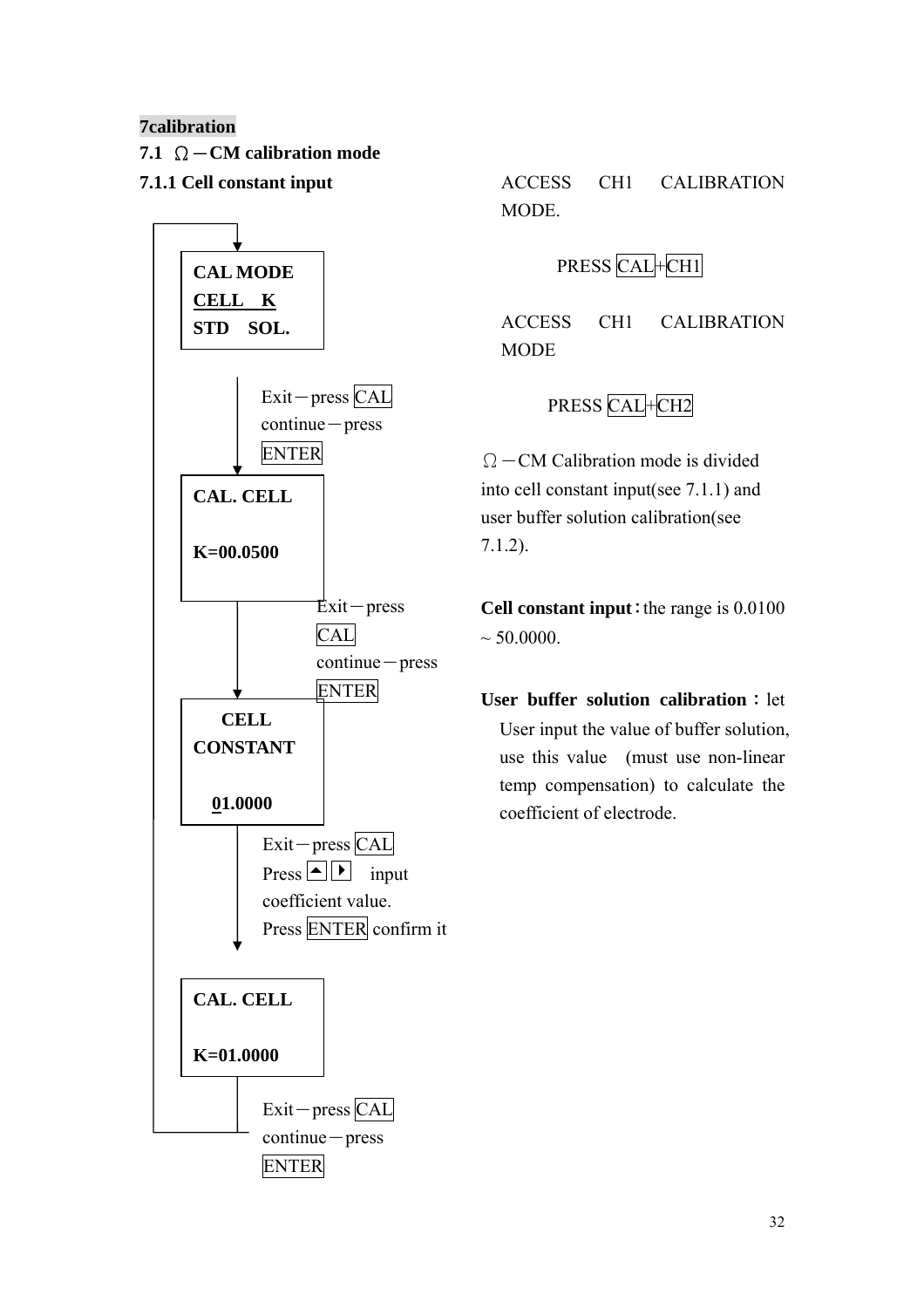## 7calibration

### 7.1 Ω－CM calibration mode

#### 7.1.1 Cell constant input

**CAL MODE**
**CELL K**
**STD SOL.**

Exit－press CAL
continue－press ENTER

**CAL. CELL**

**K=00.0500**

Exit－press CAL
continue－press ENTER

**CELL CONSTANT**

**01.0000**

Exit－press CAL
Press ▲ ▶ input coefficient value.
Press ENTER confirm it

**CAL. CELL**

**K=01.0000**

Exit－press CAL
continue－press ENTER

ACCESS CH1 CALIBRATION MODE.

PRESS CAL+CH1

ACCESS CH1 CALIBRATION MODE

PRESS CAL+CH2

Ω－CM Calibration mode is divided into cell constant input(see 7.1.1) and user buffer solution calibration(see 7.1.2).

**Cell constant input**：the range is 0.0100 ~ 50.0000.

**User buffer solution calibration**：let User input the value of buffer solution, use this value (must use non-linear temp compensation) to calculate the coefficient of electrode.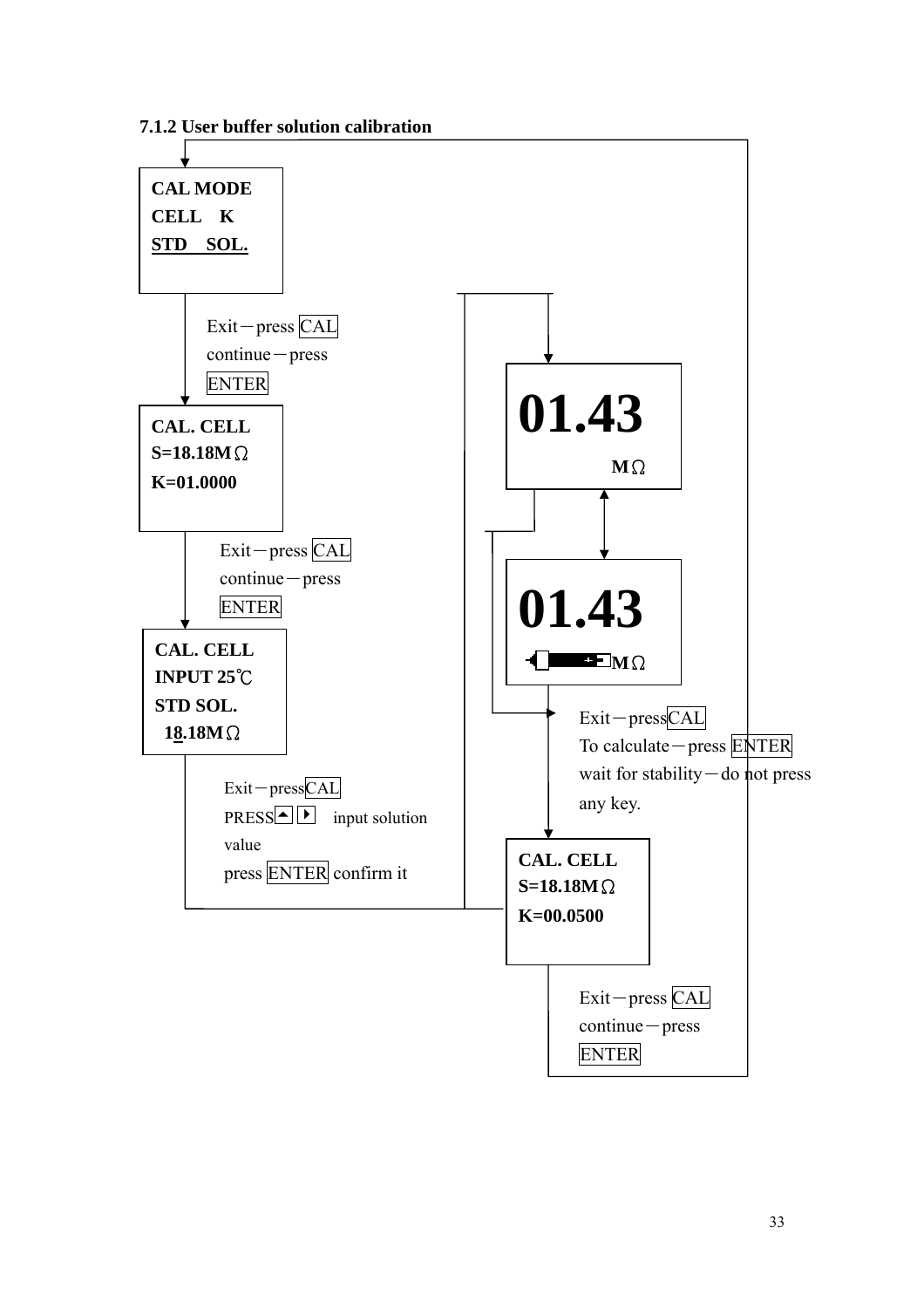### 7.1.2 User buffer solution calibration

**CAL MODE**
**CELL K**
**STD SOL.**

Exit－press CAL
continue－press ENTER

**CAL. CELL**
**S=18.18MΩ**
**K=01.0000**

Exit－press CAL
continue－press ENTER

**CAL. CELL**
**INPUT 25℃**
**STD SOL.**
**18.18MΩ**

Exit－press CAL
PRESS ▲ ▶ input solution value
press ENTER confirm it

**01.43**
**MΩ**

**01.43**
**MΩ**

Exit－press CAL
To calculate－press ENTER
wait for stability－do not press any key.

**CAL. CELL**
**S=18.18MΩ**
**K=00.0500**

Exit－press CAL
continue－press ENTER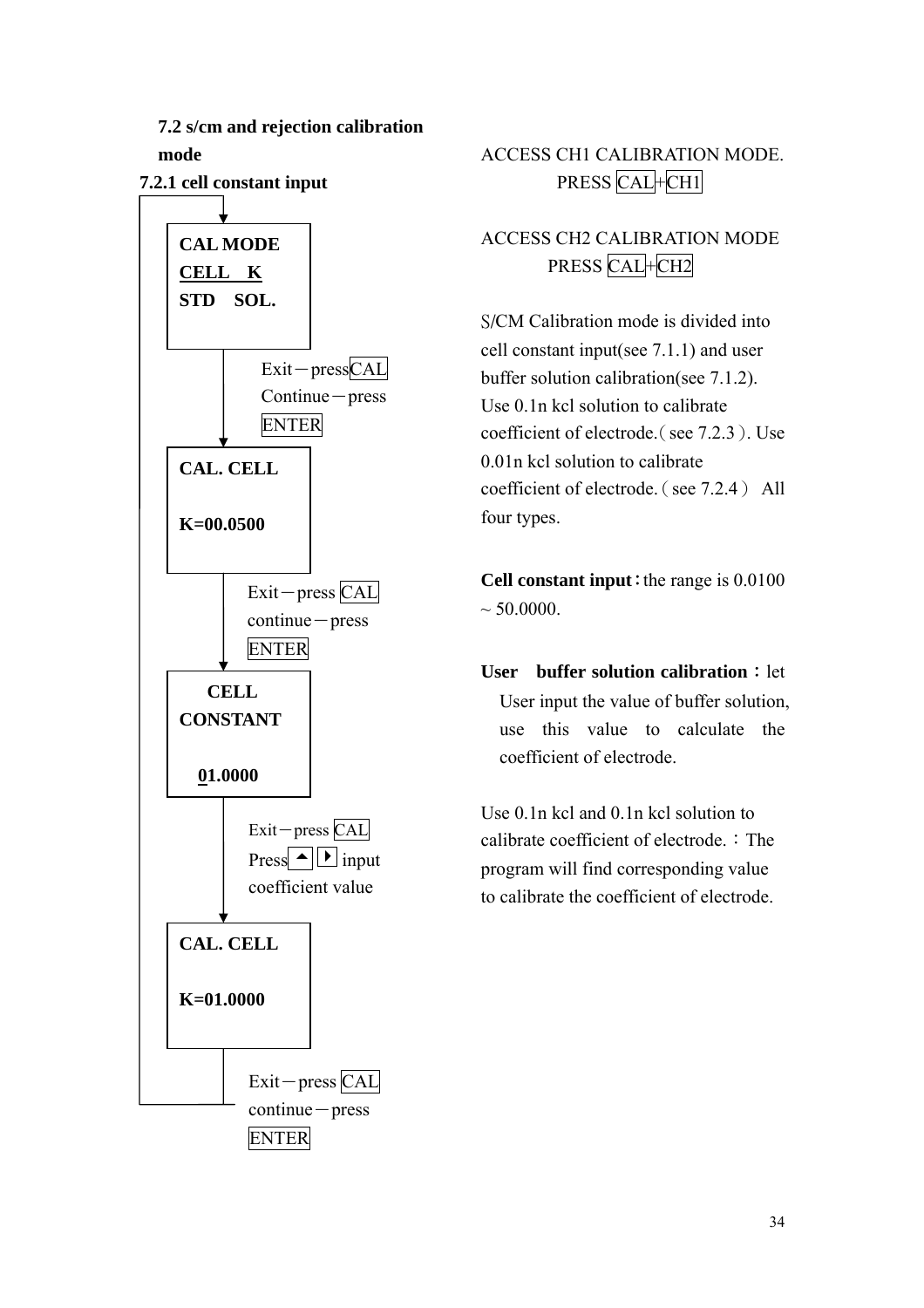**7.2 s/cm and rejection calibration mode**

**7.2.1 cell constant input**

**CAL MODE**
**CELL K**
**STD SOL.**

Exit－press CAL
Continue－press ENTER

**CAL. CELL**

**K=00.0500**

Exit－press CAL
continue－press ENTER

**CELL CONSTANT**

**01.0000**

Exit－press CAL
Press ▲ ▶ input coefficient value

**CAL. CELL**

**K=01.0000**

Exit－press CAL
continue－press ENTER

ACCESS CH1 CALIBRATION MODE.
PRESS CAL+CH1

ACCESS CH2 CALIBRATION MODE
PRESS CAL+CH2

S/CM Calibration mode is divided into cell constant input(see 7.1.1) and user buffer solution calibration(see 7.1.2). Use 0.1n kcl solution to calibrate coefficient of electrode.（see 7.2.3）. Use 0.01n kcl solution to calibrate coefficient of electrode.（see 7.2.4） All four types.

**Cell constant input**：the range is 0.0100 ~ 50.0000.

**User buffer solution calibration**：let User input the value of buffer solution, use this value to calculate the coefficient of electrode.

Use 0.1n kcl and 0.1n kcl solution to calibrate coefficient of electrode.：The program will find corresponding value to calibrate the coefficient of electrode.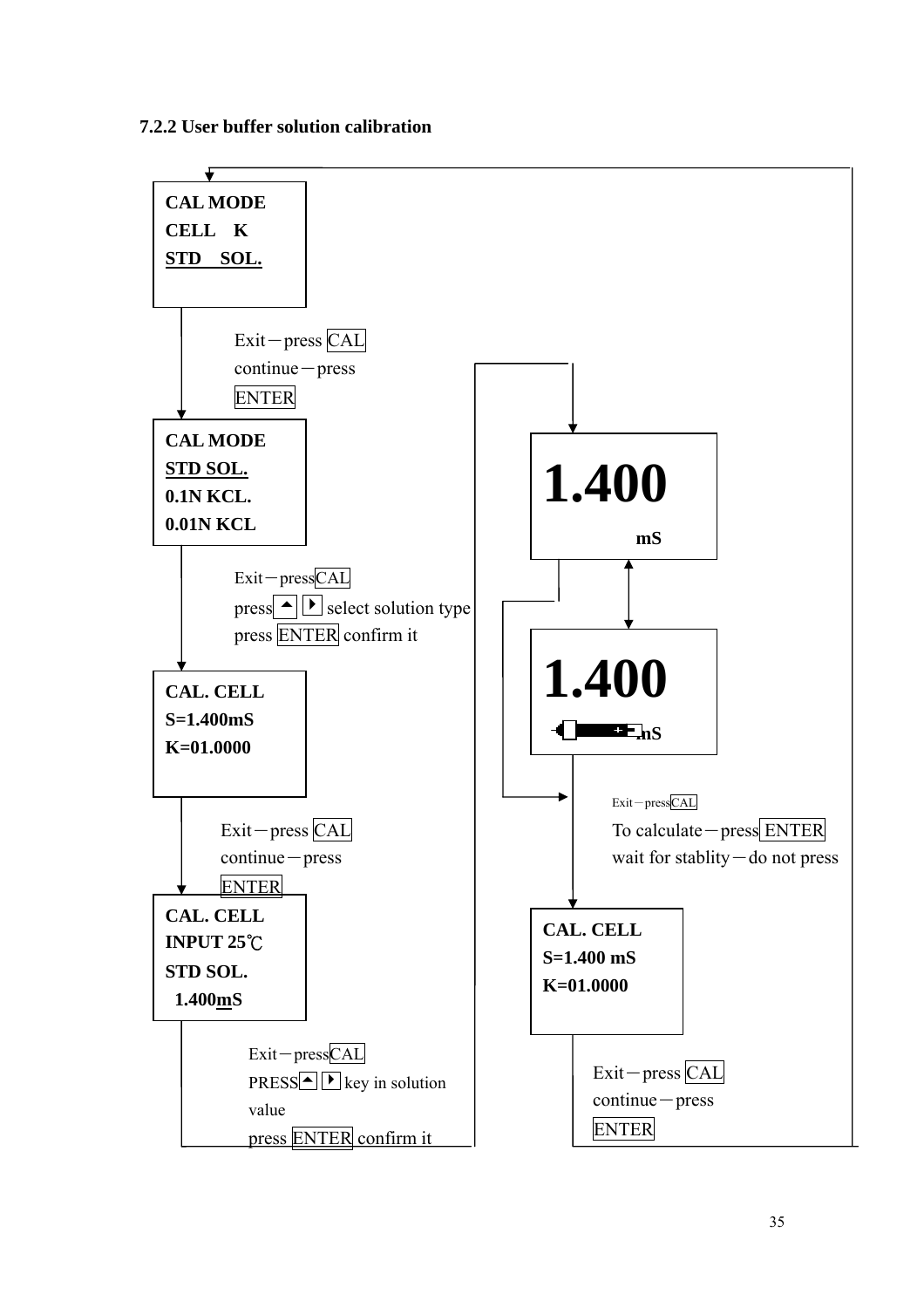### 7.2.2 User buffer solution calibration

**CAL MODE**
**CELL K**
**STD SOL.**

Exit－press CAL
continue－press ENTER

**CAL MODE**
**STD SOL.**
**0.1N KCL.**
**0.01N KCL**

Exit－press CAL
press ▲ ▶ select solution type
press ENTER confirm it

**CAL. CELL**
**S=1.400mS**
**K=01.0000**

Exit－press CAL
continue－press ENTER

**CAL. CELL**
**INPUT 25℃**
**STD SOL.**
**1.400mS**

Exit－press CAL
PRESS ▲ ▶ key in solution value
press ENTER confirm it

**1.400**
**mS**

**1.400**
**mS**

Exit－press CAL
To calculate－press ENTER
wait for stablity－do not press

**CAL. CELL**
**S=1.400 mS**
**K=01.0000**

Exit－press CAL
continue－press ENTER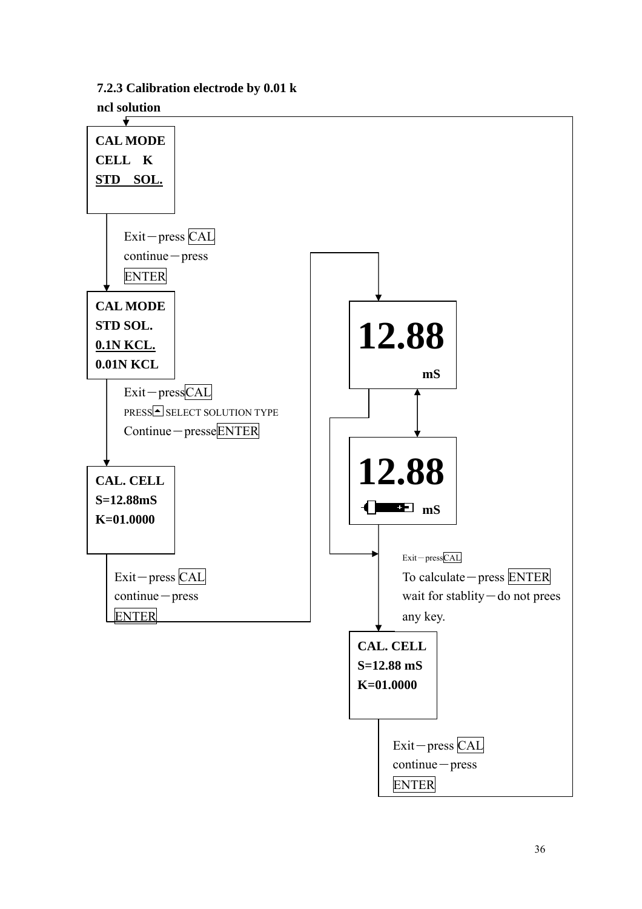### 7.2.3 Calibration electrode by 0.01 k ncl solution

**CAL MODE**
**CELL K**
**STD SOL.**

Exit－press CAL
continue－press ENTER

**CAL MODE**
**STD SOL.**
**0.1N KCL.**
**0.01N KCL**

Exit－pressCAL
PRESS ▲ SELECT SOLUTION TYPE
Continue－presseENTER

**CAL. CELL**
**S=12.88mS**
**K=01.0000**

Exit－press CAL
continue－press ENTER

**12.88**
**mS**

**12.88**
**mS**

Exit－pressCAL
To calculate－press ENTER
wait for stablity－do not prees any key.

**CAL. CELL**
**S=12.88 mS**
**K=01.0000**

Exit－press CAL
continue－press ENTER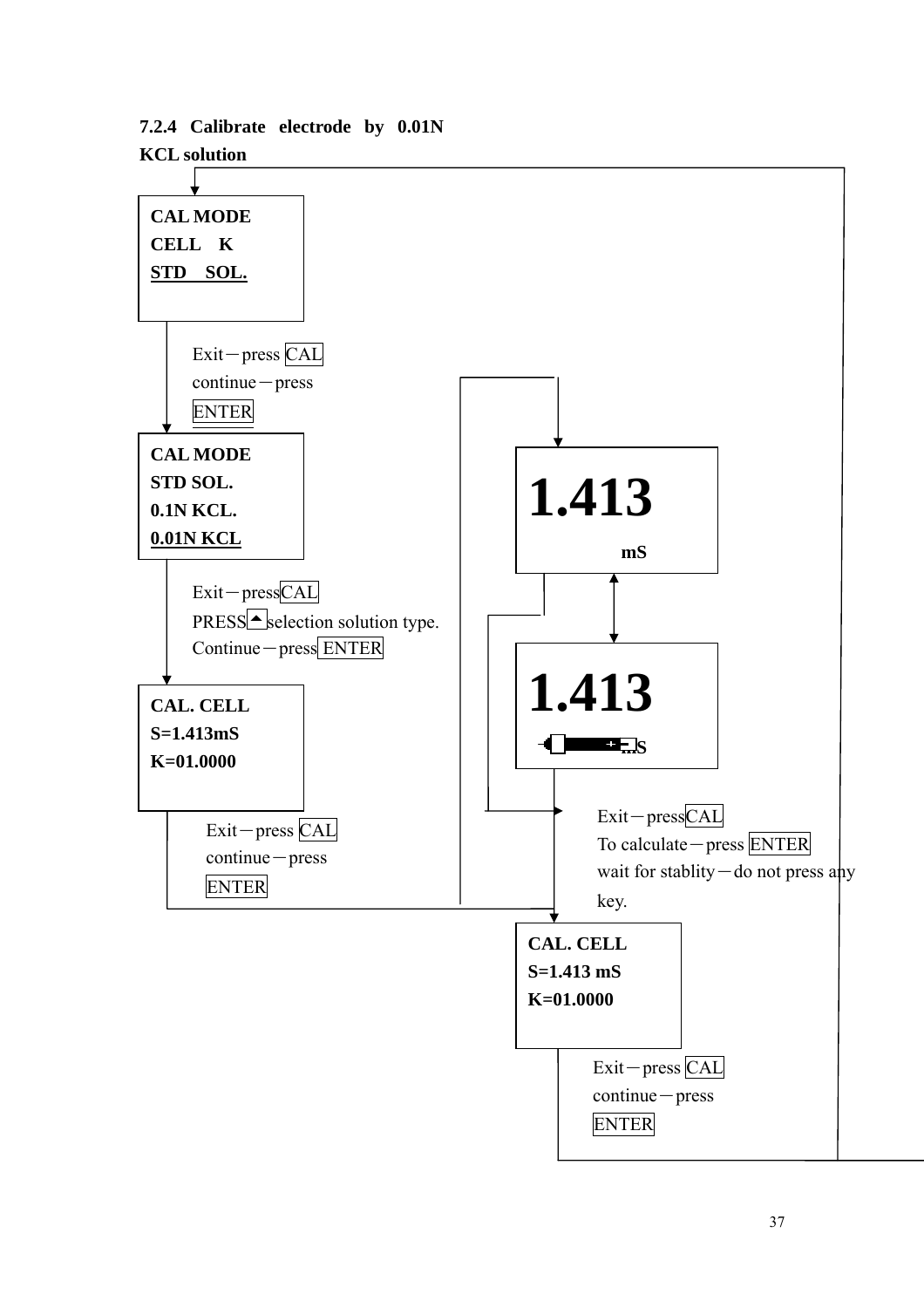### 7.2.4 Calibrate electrode by 0.01N KCL solution

**CAL MODE**
**CELL K**
**STD SOL.**

Exit－press CAL
continue－press ENTER

**CAL MODE**
**STD SOL.**
**0.1N KCL.**
**0.01N KCL**

Exit－press CAL
PRESS ▲ selection solution type.
Continue－press ENTER

**CAL. CELL**
**S=1.413mS**
**K=01.0000**

Exit－press CAL
continue－press ENTER

**1.413**
**mS**

**1.413**
**S**

Exit－press CAL
To calculate－press ENTER
wait for stablity－do not press any key.

**CAL. CELL**
**S=1.413 mS**
**K=01.0000**

Exit－press CAL
continue－press ENTER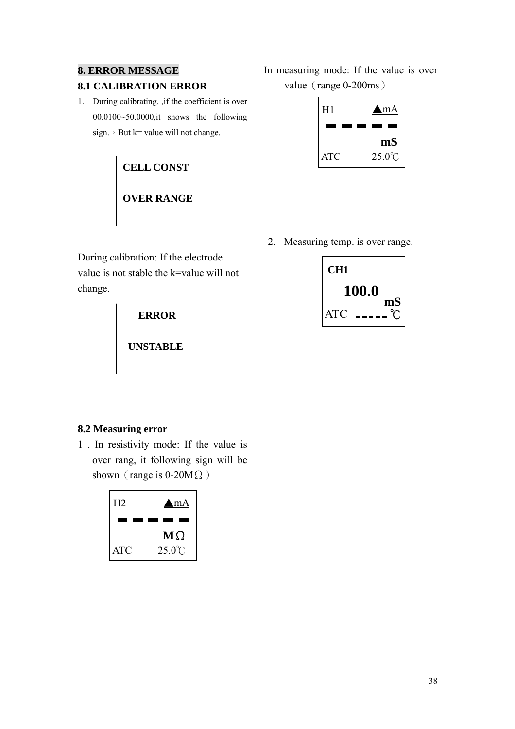## 8. ERROR MESSAGE

### 8.1 CALIBRATION ERROR

1. During calibrating, ,if the coefficient is over 00.0100~50.0000,it shows the following sign.◦ But k= value will not change.

```
CELL CONST

OVER RANGE
```

During calibration: If the electrode value is not stable the k=value will not change.

```
ERROR

UNSTABLE
```

### 8.2 Measuring error

1 . In resistivity mode: If the value is over rang, it following sign will be shown（range is 0-20MΩ）

```
H2          ▲mA
- - - - -
            MΩ
ATC     25.0℃
```

In measuring mode: If the value is over value（range 0-200ms）

```
H1          ▲mA
- - - - -
            mS
ATC     25.0℃
```

2. Measuring temp. is over range.

```
CH1
   100.0
          mS
ATC  - - - - - ℃
```